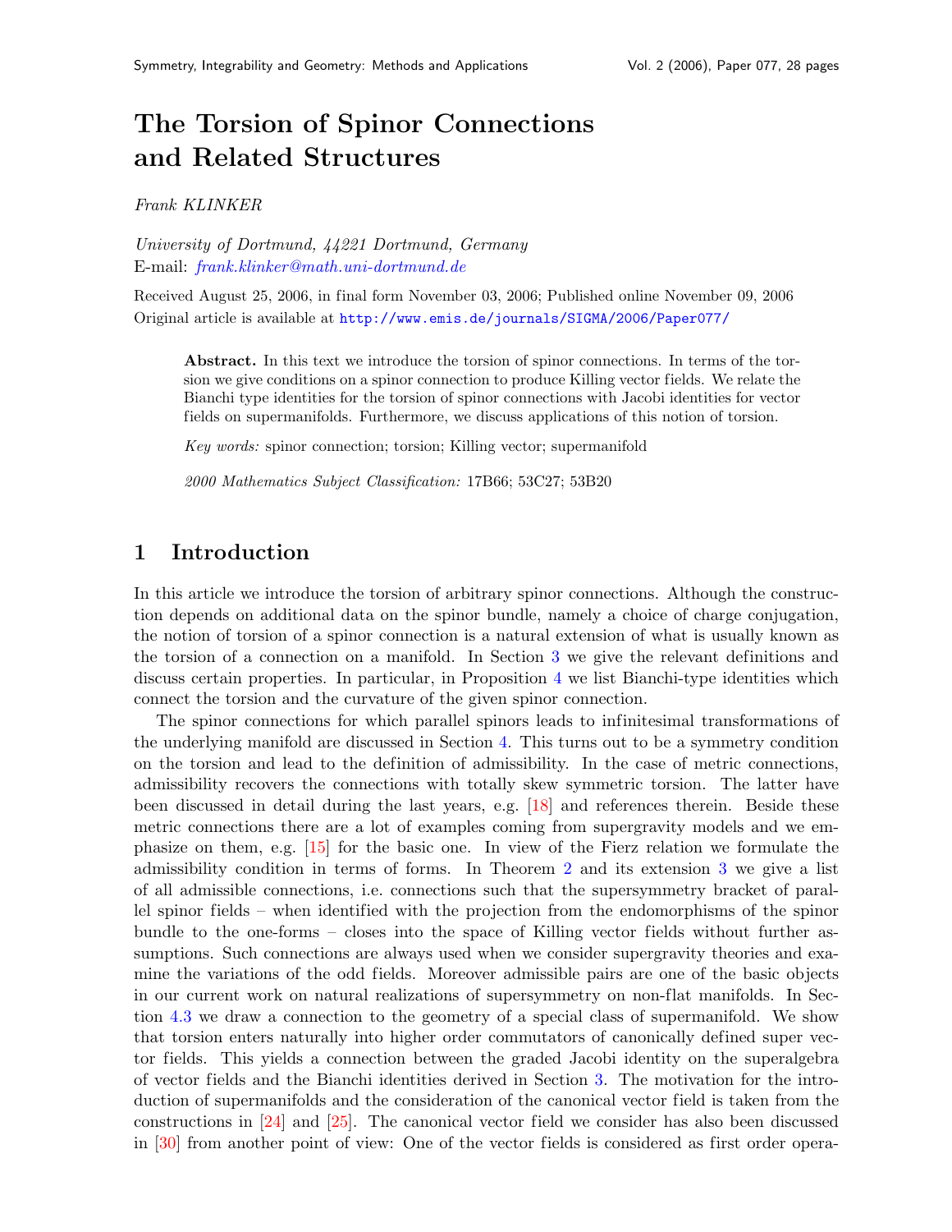# The Torsion of Spinor Connections and Related Structures

*Frank KLINKER*

*University of Dortmund, 44221 Dortmund, Germany*
E-mail: *frank.klinker@math.uni-dortmund.de*

Received August 25, 2006, in final form November 03, 2006; Published online November 09, 2006
Original article is available at http://www.emis.de/journals/SIGMA/2006/Paper077/

> **Abstract.** In this text we introduce the torsion of spinor connections. In terms of the torsion we give conditions on a spinor connection to produce Killing vector fields. We relate the Bianchi type identities for the torsion of spinor connections with Jacobi identities for vector fields on supermanifolds. Furthermore, we discuss applications of this notion of torsion.
>
> *Key words:* spinor connection; torsion; Killing vector; supermanifold
>
> *2000 Mathematics Subject Classification:* 17B66; 53C27; 53B20

## 1 Introduction

In this article we introduce the torsion of arbitrary spinor connections. Although the construction depends on additional data on the spinor bundle, namely a choice of charge conjugation, the notion of torsion of a spinor connection is a natural extension of what is usually known as the torsion of a connection on a manifold. In Section 3 we give the relevant definitions and discuss certain properties. In particular, in Proposition 4 we list Bianchi-type identities which connect the torsion and the curvature of the given spinor connection.

The spinor connections for which parallel spinors leads to infinitesimal transformations of the underlying manifold are discussed in Section 4. This turns out to be a symmetry condition on the torsion and lead to the definition of admissibility. In the case of metric connections, admissibility recovers the connections with totally skew symmetric torsion. The latter have been discussed in detail during the last years, e.g. [18] and references therein. Beside these metric connections there are a lot of examples coming from supergravity models and we emphasize on them, e.g. [15] for the basic one. In view of the Fierz relation we formulate the admissibility condition in terms of forms. In Theorem 2 and its extension 3 we give a list of all admissible connections, i.e. connections such that the supersymmetry bracket of parallel spinor fields – when identified with the projection from the endomorphisms of the spinor bundle to the one-forms – closes into the space of Killing vector fields without further assumptions. Such connections are always used when we consider supergravity theories and examine the variations of the odd fields. Moreover admissible pairs are one of the basic objects in our current work on natural realizations of supersymmetry on non-flat manifolds. In Section 4.3 we draw a connection to the geometry of a special class of supermanifold. We show that torsion enters naturally into higher order commutators of canonically defined super vector fields. This yields a connection between the graded Jacobi identity on the superalgebra of vector fields and the Bianchi identities derived in Section 3. The motivation for the introduction of supermanifolds and the consideration of the canonical vector field is taken from the constructions in [24] and [25]. The canonical vector field we consider has also been discussed in [30] from another point of view: One of the vector fields is considered as first order opera-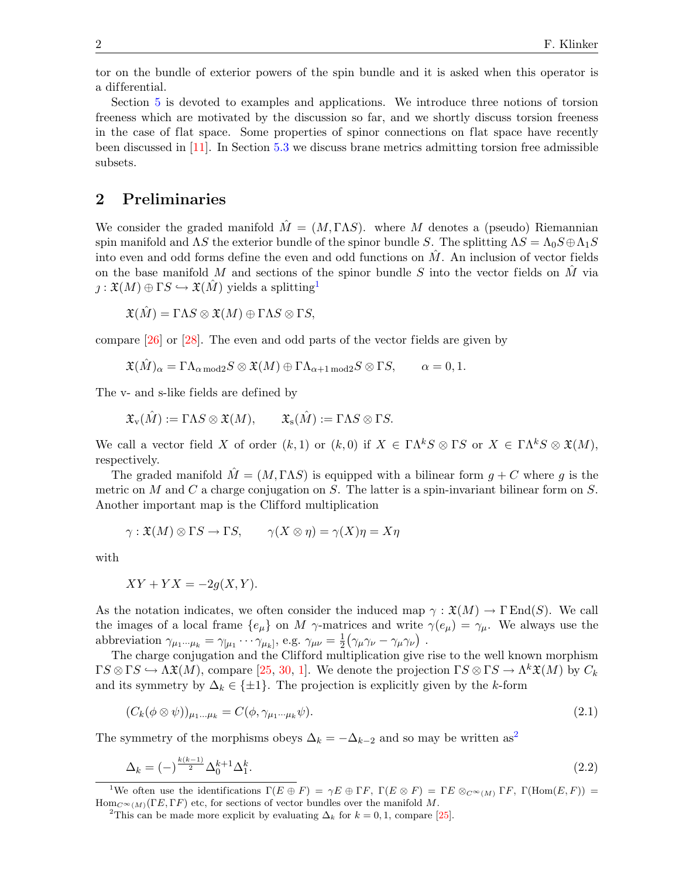tor on the bundle of exterior powers of the spin bundle and it is asked when this operator is a differential.

Section 5 is devoted to examples and applications. We introduce three notions of torsion freeness which are motivated by the discussion so far, and we shortly discuss torsion freeness in the case of flat space. Some properties of spinor connections on flat space have recently been discussed in [11]. In Section 5.3 we discuss brane metrics admitting torsion free admissible subsets.

## 2 Preliminaries

We consider the graded manifold $\hat{M} = (M, \Gamma\Lambda S)$. where $M$ denotes a (pseudo) Riemannian spin manifold and $\Lambda S$ the exterior bundle of the spinor bundle $S$. The splitting $\Lambda S = \Lambda_0 S \oplus \Lambda_1 S$ into even and odd forms define the even and odd functions on $\hat{M}$. An inclusion of vector fields on the base manifold $M$ and sections of the spinor bundle $S$ into the vector fields on $\hat{M}$ via $\jmath : \mathfrak{X}(M) \oplus \Gamma S \hookrightarrow \mathfrak{X}(\hat{M})$ yields a splitting[1]

$$\mathfrak{X}(\hat{M}) = \Gamma\Lambda S \otimes \mathfrak{X}(M) \oplus \Gamma\Lambda S \otimes \Gamma S,$$

compare [26] or [28]. The even and odd parts of the vector fields are given by

$$\mathfrak{X}(\hat{M})_\alpha = \Gamma\Lambda_{\alpha \bmod 2} S \otimes \mathfrak{X}(M) \oplus \Gamma\Lambda_{\alpha+1 \bmod 2} S \otimes \Gamma S, \qquad \alpha = 0, 1.$$

The v- and s-like fields are defined by

$$\mathfrak{X}_{\mathrm{v}}(\hat{M}) := \Gamma\Lambda S \otimes \mathfrak{X}(M), \qquad \mathfrak{X}_{\mathrm{s}}(\hat{M}) := \Gamma\Lambda S \otimes \Gamma S.$$

We call a vector field $X$ of order $(k, 1)$ or $(k, 0)$ if $X \in \Gamma\Lambda^k S \otimes \Gamma S$ or $X \in \Gamma\Lambda^k S \otimes \mathfrak{X}(M)$, respectively.

The graded manifold $\hat{M} = (M, \Gamma\Lambda S)$ is equipped with a bilinear form $g + C$ where $g$ is the metric on $M$ and $C$ a charge conjugation on $S$. The latter is a spin-invariant bilinear form on $S$. Another important map is the Clifford multiplication

$$\gamma : \mathfrak{X}(M) \otimes \Gamma S \to \Gamma S, \qquad \gamma(X \otimes \eta) = \gamma(X)\eta = X\eta$$

with

$$XY + YX = -2g(X, Y).$$

As the notation indicates, we often consider the induced map $\gamma : \mathfrak{X}(M) \to \Gamma \operatorname{End}(S)$. We call the images of a local frame $\{e_\mu\}$ on $M$ $\gamma$-matrices and write $\gamma(e_\mu) = \gamma_\mu$. We always use the abbreviation $\gamma_{\mu_1 \cdots \mu_k} = \gamma_{[\mu_1} \cdots \gamma_{\mu_k]}$, e.g. $\gamma_{\mu\nu} = \frac{1}{2}\big(\gamma_\mu\gamma_\nu - \gamma_\mu\gamma_\nu\big)$ .

The charge conjugation and the Clifford multiplication give rise to the well known morphism $\Gamma S \otimes \Gamma S \hookrightarrow \Lambda\mathfrak{X}(M)$, compare [25, 30, 1]. We denote the projection $\Gamma S \otimes \Gamma S \to \Lambda^k \mathfrak{X}(M)$ by $C_k$ and its symmetry by $\Delta_k \in \{\pm 1\}$. The projection is explicitly given by the $k$-form

$$(C_k(\phi \otimes \psi))_{\mu_1 \dots \mu_k} = C(\phi, \gamma_{\mu_1 \cdots \mu_k}\psi). \tag{2.1}$$

The symmetry of the morphisms obeys $\Delta_k = -\Delta_{k-2}$ and so may be written as[2]

$$\Delta_k = (-)^{\frac{k(k-1)}{2}} \Delta_0^{k+1} \Delta_1^k. \tag{2.2}$$

[1] We often use the identifications $\Gamma(E \oplus F) = \gamma E \oplus \Gamma F$, $\Gamma(E \otimes F) = \Gamma E \otimes_{C^\infty(M)} \Gamma F$, $\Gamma(\operatorname{Hom}(E, F)) = \operatorname{Hom}_{C^\infty(M)}(\Gamma E, \Gamma F)$ etc, for sections of vector bundles over the manifold $M$.

[2] This can be made more explicit by evaluating $\Delta_k$ for $k = 0, 1$, compare [25].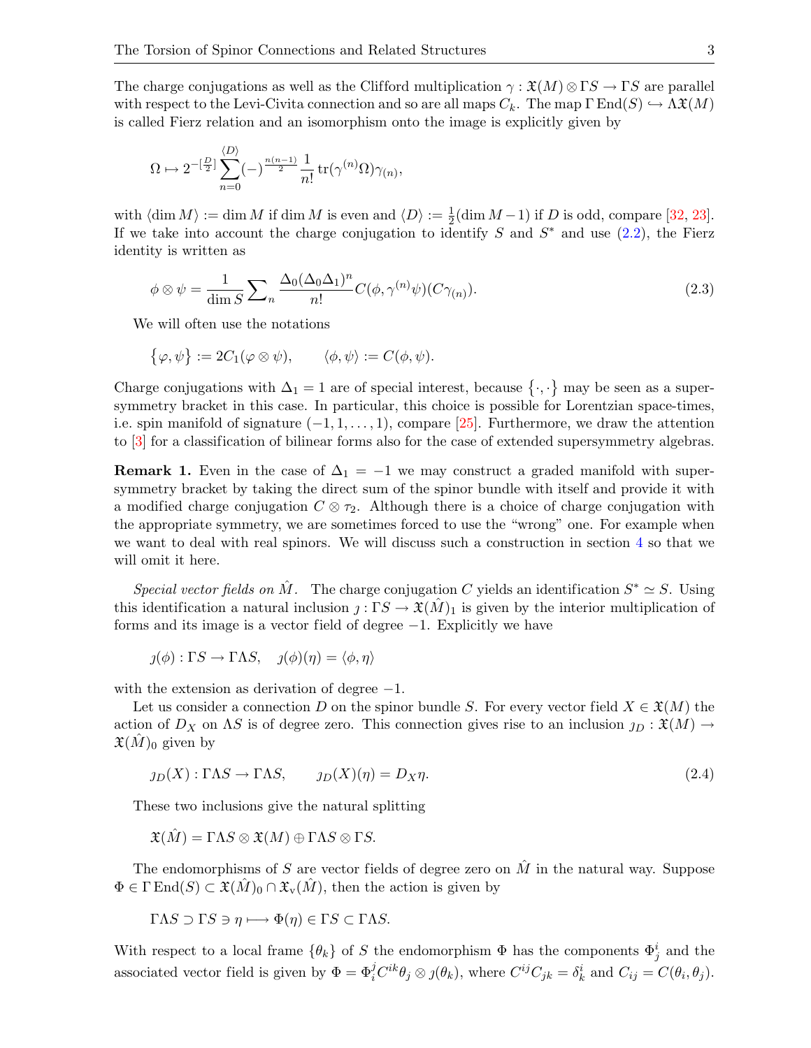The charge conjugations as well as the Clifford multiplication $\gamma : \mathfrak{X}(M) \otimes \Gamma S \to \Gamma S$ are parallel with respect to the Levi-Civita connection and so are all maps $C_k$. The map $\Gamma \operatorname{End}(S) \hookrightarrow \Lambda\mathfrak{X}(M)$ is called Fierz relation and an isomorphism onto the image is explicitly given by

$$\Omega \mapsto 2^{-[\frac{D}{2}]} \sum_{n=0}^{\langle D \rangle} (-)^{\frac{n(n-1)}{2}} \frac{1}{n!} \operatorname{tr}(\gamma^{(n)}\Omega)\gamma_{(n)},$$

with $\langle \dim M \rangle := \dim M$ if $\dim M$ is even and $\langle D \rangle := \frac{1}{2}(\dim M - 1)$ if $D$ is odd, compare [32, 23]. If we take into account the charge conjugation to identify $S$ and $S^*$ and use (2.2), the Fierz identity is written as

$$\phi \otimes \psi = \frac{1}{\dim S} \sum_n \frac{\Delta_0(\Delta_0\Delta_1)^n}{n!} C(\phi, \gamma^{(n)}\psi)(C\gamma_{(n)}). \tag{2.3}$$

We will often use the notations

$$\{\varphi, \psi\} := 2C_1(\varphi \otimes \psi), \qquad \langle \phi, \psi \rangle := C(\phi, \psi).$$

Charge conjugations with $\Delta_1 = 1$ are of special interest, because $\{\cdot,\cdot\}$ may be seen as a supersymmetry bracket in this case. In particular, this choice is possible for Lorentzian space-times, i.e. spin manifold of signature $(-1, 1, \ldots, 1)$, compare [25]. Furthermore, we draw the attention to [3] for a classification of bilinear forms also for the case of extended supersymmetry algebras.

**Remark 1.** Even in the case of $\Delta_1 = -1$ we may construct a graded manifold with supersymmetry bracket by taking the direct sum of the spinor bundle with itself and provide it with a modified charge conjugation $C \otimes \tau_2$. Although there is a choice of charge conjugation with the appropriate symmetry, we are sometimes forced to use the "wrong" one. For example when we want to deal with real spinors. We will discuss such a construction in section 4 so that we will omit it here.

*Special vector fields on $\hat{M}$.* The charge conjugation $C$ yields an identification $S^* \simeq S$. Using this identification a natural inclusion $\jmath : \Gamma S \to \mathfrak{X}(\hat{M})_1$ is given by the interior multiplication of forms and its image is a vector field of degree $-1$. Explicitly we have

$$\jmath(\phi) : \Gamma S \to \Gamma\Lambda S, \quad \jmath(\phi)(\eta) = \langle \phi, \eta \rangle$$

with the extension as derivation of degree $-1$.

Let us consider a connection $D$ on the spinor bundle $S$. For every vector field $X \in \mathfrak{X}(M)$ the action of $D_X$ on $\Lambda S$ is of degree zero. This connection gives rise to an inclusion $\jmath_D : \mathfrak{X}(M) \to \mathfrak{X}(\hat{M})_0$ given by

$$\jmath_D(X) : \Gamma\Lambda S \to \Gamma\Lambda S, \qquad \jmath_D(X)(\eta) = D_X\eta. \tag{2.4}$$

These two inclusions give the natural splitting

$$\mathfrak{X}(\hat{M}) = \Gamma\Lambda S \otimes \mathfrak{X}(M) \oplus \Gamma\Lambda S \otimes \Gamma S.$$

The endomorphisms of $S$ are vector fields of degree zero on $\hat{M}$ in the natural way. Suppose $\Phi \in \Gamma \operatorname{End}(S) \subset \mathfrak{X}(\hat{M})_0 \cap \mathfrak{X}_{\mathrm{v}}(\hat{M})$, then the action is given by

$$\Gamma\Lambda S \supset \Gamma S \ni \eta \longmapsto \Phi(\eta) \in \Gamma S \subset \Gamma\Lambda S.$$

With respect to a local frame $\{\theta_k\}$ of $S$ the endomorphism $\Phi$ has the components $\Phi^i_j$ and the associated vector field is given by $\Phi = \Phi^j_i C^{ik}\theta_j \otimes \jmath(\theta_k)$, where $C^{ij}C_{jk} = \delta^i_k$ and $C_{ij} = C(\theta_i, \theta_j)$.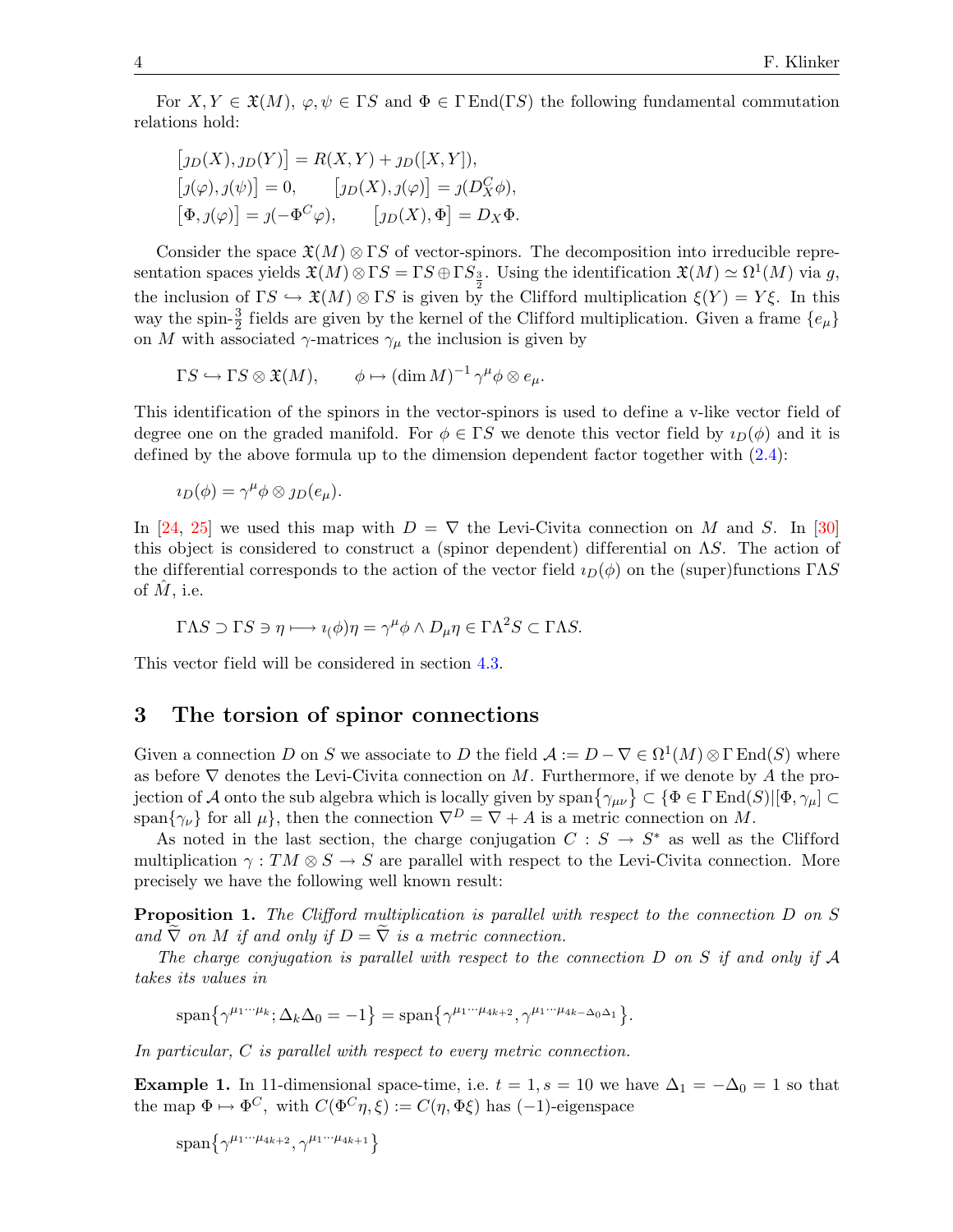For $X, Y \in \mathfrak{X}(M)$, $\varphi, \psi \in \Gamma S$ and $\Phi \in \Gamma\operatorname{End}(\Gamma S)$ the following fundamental commutation relations hold:

$$
\begin{aligned}
&\big[\jmath_D(X), \jmath_D(Y)\big] = R(X,Y) + \jmath_D([X,Y]),\\
&\big[\jmath(\varphi), \jmath(\psi)\big] = 0, \qquad \big[\jmath_D(X), \jmath(\varphi)\big] = \jmath(D_X^C\phi),\\
&\big[\Phi, \jmath(\varphi)\big] = \jmath(-\Phi^C\varphi), \qquad \big[\jmath_D(X), \Phi\big] = D_X\Phi.
\end{aligned}
$$

Consider the space $\mathfrak{X}(M)\otimes\Gamma S$ of vector-spinors. The decomposition into irreducible representation spaces yields $\mathfrak{X}(M)\otimes\Gamma S = \Gamma S \oplus \Gamma S_{\frac{3}{2}}$. Using the identification $\mathfrak{X}(M)\simeq\Omega^1(M)$ via $g$, the inclusion of $\Gamma S \hookrightarrow \mathfrak{X}(M)\otimes\Gamma S$ is given by the Clifford multiplication $\xi(Y) = Y\xi$. In this way the spin-$\frac{3}{2}$ fields are given by the kernel of the Clifford multiplication. Given a frame $\{e_\mu\}$ on $M$ with associated $\gamma$-matrices $\gamma_\mu$ the inclusion is given by

$$
\Gamma S \hookrightarrow \Gamma S\otimes\mathfrak{X}(M), \qquad \phi \mapsto (\dim M)^{-1}\gamma^\mu\phi\otimes e_\mu.
$$

This identification of the spinors in the vector-spinors is used to define a v-like vector field of degree one on the graded manifold. For $\phi\in\Gamma S$ we denote this vector field by $\imath_D(\phi)$ and it is defined by the above formula up to the dimension dependent factor together with (2.4):

$$
\imath_D(\phi) = \gamma^\mu\phi\otimes\jmath_D(e_\mu).
$$

In [24, 25] we used this map with $D=\nabla$ the Levi-Civita connection on $M$ and $S$. In [30] this object is considered to construct a (spinor dependent) differential on $\Lambda S$. The action of the differential corresponds to the action of the vector field $\imath_D(\phi)$ on the (super)functions $\Gamma\Lambda S$ of $\hat{M}$, i.e.

$$
\Gamma\Lambda S \supset \Gamma S \ni \eta \longmapsto \imath_(\phi)\eta = \gamma^\mu\phi\wedge D_\mu\eta \in \Gamma\Lambda^2 S \subset \Gamma\Lambda S.
$$

This vector field will be considered in section 4.3.

## 3 The torsion of spinor connections

Given a connection $D$ on $S$ we associate to $D$ the field $\mathcal{A} := D - \nabla \in \Omega^1(M)\otimes\Gamma\operatorname{End}(S)$ where as before $\nabla$ denotes the Levi-Civita connection on $M$. Furthermore, if we denote by $A$ the projection of $\mathcal{A}$ onto the sub algebra which is locally given by $\operatorname{span}\{\gamma_{\mu\nu}\} \subset \{\Phi\in\Gamma\operatorname{End}(S) | [\Phi,\gamma_\mu]\subset \operatorname{span}\{\gamma_\nu\}$ for all $\mu\}$, then the connection $\nabla^D = \nabla + A$ is a metric connection on $M$.

As noted in the last section, the charge conjugation $C: S\to S^*$ as well as the Clifford multiplication $\gamma: TM\otimes S\to S$ are parallel with respect to the Levi-Civita connection. More precisely we have the following well known result:

**Proposition 1.** *The Clifford multiplication is parallel with respect to the connection $D$ on $S$ and $\widetilde{\nabla}$ on $M$ if and only if $D=\widetilde{\nabla}$ is a metric connection.*

*The charge conjugation is parallel with respect to the connection $D$ on $S$ if and only if $\mathcal{A}$ takes its values in*

$$
\operatorname{span}\big\{\gamma^{\mu_1\cdots\mu_k};\Delta_k\Delta_0=-1\big\} = \operatorname{span}\big\{\gamma^{\mu_1\cdots\mu_{4k+2}},\gamma^{\mu_1\cdots\mu_{4k-\Delta_0\Delta_1}}\big\}.
$$

*In particular, $C$ is parallel with respect to every metric connection.*

**Example 1.** In 11-dimensional space-time, i.e. $t=1$, $s=10$ we have $\Delta_1 = -\Delta_0 = 1$ so that the map $\Phi\mapsto\Phi^C$, with $C(\Phi^C\eta,\xi) := C(\eta,\Phi\xi)$ has $(-1)$-eigenspace

$$
\operatorname{span}\big\{\gamma^{\mu_1\cdots\mu_{4k+2}},\gamma^{\mu_1\cdots\mu_{4k+1}}\big\}
$$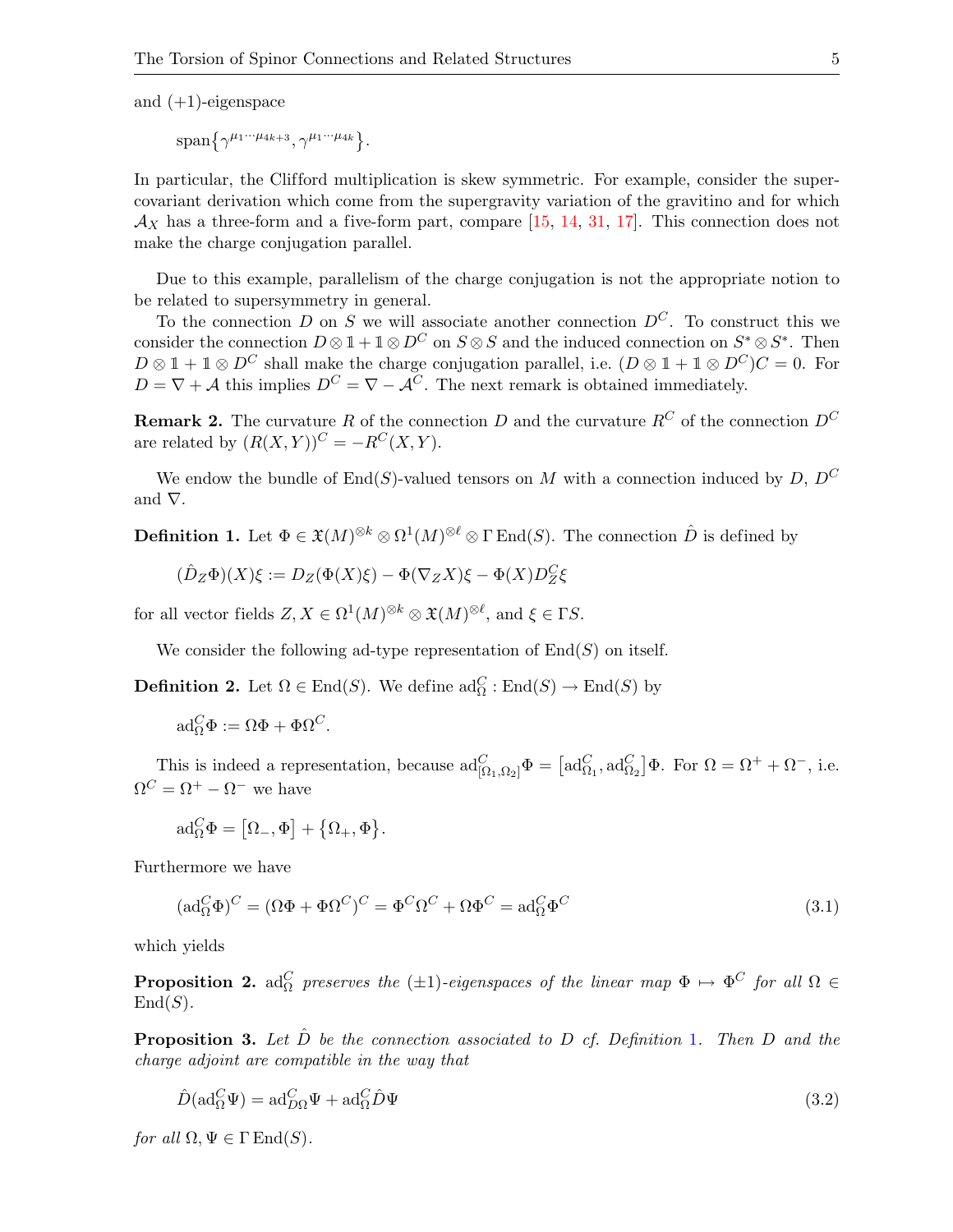and (+1)-eigenspace

$$\operatorname{span}\{\gamma^{\mu_1\cdots\mu_{4k+3}}, \gamma^{\mu_1\cdots\mu_{4k}}\}.$$

In particular, the Clifford multiplication is skew symmetric. For example, consider the super-covariant derivation which come from the supergravity variation of the gravitino and for which $\mathcal{A}_X$ has a three-form and a five-form part, compare [15, 14, 31, 17]. This connection does not make the charge conjugation parallel.

Due to this example, parallelism of the charge conjugation is not the appropriate notion to be related to supersymmetry in general.

To the connection $D$ on $S$ we will associate another connection $D^C$. To construct this we consider the connection $D\otimes\mathbb{1}+\mathbb{1}\otimes D^C$ on $S\otimes S$ and the induced connection on $S^*\otimes S^*$. Then $D\otimes\mathbb{1}+\mathbb{1}\otimes D^C$ shall make the charge conjugation parallel, i.e. $(D\otimes\mathbb{1}+\mathbb{1}\otimes D^C)C=0$. For $D=\nabla+\mathcal{A}$ this implies $D^C=\nabla-\mathcal{A}^C$. The next remark is obtained immediately.

**Remark 2.** The curvature $R$ of the connection $D$ and the curvature $R^C$ of the connection $D^C$ are related by $(R(X,Y))^C=-R^C(X,Y)$.

We endow the bundle of $\operatorname{End}(S)$-valued tensors on $M$ with a connection induced by $D$, $D^C$ and $\nabla$.

**Definition 1.** Let $\Phi\in\mathfrak{X}(M)^{\otimes k}\otimes\Omega^1(M)^{\otimes\ell}\otimes\Gamma\operatorname{End}(S)$. The connection $\hat{D}$ is defined by

$$(\hat{D}_Z\Phi)(X)\xi := D_Z(\Phi(X)\xi)-\Phi(\nabla_Z X)\xi-\Phi(X)D^C_Z\xi$$

for all vector fields $Z, X\in\Omega^1(M)^{\otimes k}\otimes\mathfrak{X}(M)^{\otimes\ell}$, and $\xi\in\Gamma S$.

We consider the following ad-type representation of $\operatorname{End}(S)$ on itself.

**Definition 2.** Let $\Omega\in\operatorname{End}(S)$. We define $\operatorname{ad}^C_\Omega:\operatorname{End}(S)\to\operatorname{End}(S)$ by

$$\operatorname{ad}^C_\Omega\Phi := \Omega\Phi+\Phi\Omega^C.$$

This is indeed a representation, because $\operatorname{ad}^C_{[\Omega_1,\Omega_2]}\Phi=\big[\operatorname{ad}^C_{\Omega_1},\operatorname{ad}^C_{\Omega_2}\big]\Phi$. For $\Omega=\Omega^+ + \Omega^-$, i.e. $\Omega^C=\Omega^+-\Omega^-$ we have

$$\operatorname{ad}^C_\Omega\Phi=\big[\Omega_-,\Phi\big]+\big\{\Omega_+,\Phi\big\}.$$

Furthermore we have

$$(\operatorname{ad}^C_\Omega\Phi)^C=(\Omega\Phi+\Phi\Omega^C)^C=\Phi^C\Omega^C+\Omega\Phi^C=\operatorname{ad}^C_\Omega\Phi^C \tag{3.1}$$

which yields

**Proposition 2.** *$\operatorname{ad}^C_\Omega$ preserves the $(\pm1)$-eigenspaces of the linear map $\Phi\mapsto\Phi^C$ for all $\Omega\in\operatorname{End}(S)$.*

**Proposition 3.** *Let $\hat{D}$ be the connection associated to $D$ cf. Definition 1. Then $D$ and the charge adjoint are compatible in the way that*

$$\hat{D}(\operatorname{ad}^C_\Omega\Psi)=\operatorname{ad}^C_{D\Omega}\Psi+\operatorname{ad}^C_\Omega\hat{D}\Psi \tag{3.2}$$

*for all $\Omega,\Psi\in\Gamma\operatorname{End}(S)$.*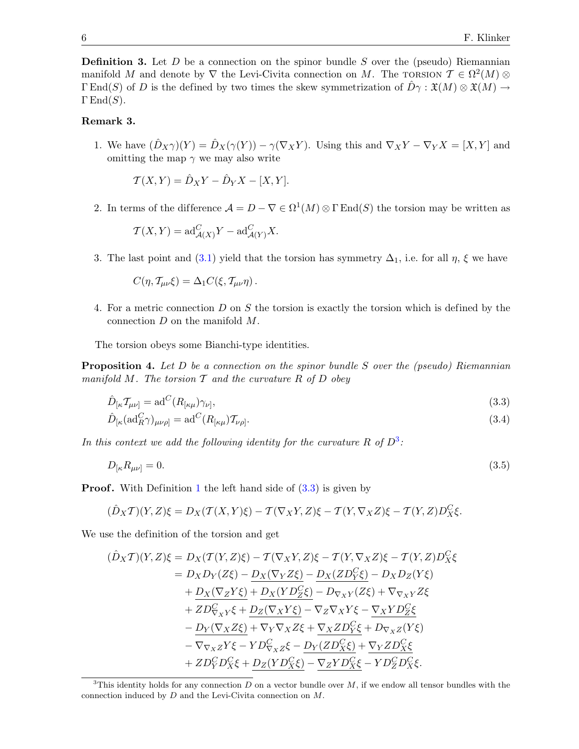**Definition 3.** Let $D$ be a connection on the spinor bundle $S$ over the (pseudo) Riemannian manifold $M$ and denote by $\nabla$ the Levi-Civita connection on $M$. The TORSION $\mathcal{T} \in \Omega^2(M) \otimes \Gamma\,\mathrm{End}(S)$ of $D$ is the defined by two times the skew symmetrization of $\hat{D}\gamma : \mathfrak{X}(M) \otimes \mathfrak{X}(M) \to \Gamma\,\mathrm{End}(S)$.

**Remark 3.**

1. We have $(\hat{D}_X\gamma)(Y) = \hat{D}_X(\gamma(Y)) - \gamma(\nabla_X Y)$. Using this and $\nabla_X Y - \nabla_Y X = [X,Y]$ and omitting the map $\gamma$ we may also write

$$\mathcal{T}(X,Y) = \hat{D}_X Y - \hat{D}_Y X - [X,Y].$$

2. In terms of the difference $\mathcal{A} = D - \nabla \in \Omega^1(M) \otimes \Gamma\,\mathrm{End}(S)$ the torsion may be written as

$$\mathcal{T}(X,Y) = \mathrm{ad}^C_{\mathcal{A}(X)} Y - \mathrm{ad}^C_{\mathcal{A}(Y)} X.$$

3. The last point and (3.1) yield that the torsion has symmetry $\Delta_1$, i.e. for all $\eta$, $\xi$ we have

$$C(\eta, \mathcal{T}_{\mu\nu}\xi) = \Delta_1 C(\xi, \mathcal{T}_{\mu\nu}\eta)\,.$$

4. For a metric connection $D$ on $S$ the torsion is exactly the torsion which is defined by the connection $D$ on the manifold $M$.

The torsion obeys some Bianchi-type identities.

**Proposition 4.** *Let $D$ be a connection on the spinor bundle $S$ over the (pseudo) Riemannian manifold $M$. The torsion $\mathcal{T}$ and the curvature $R$ of $D$ obey*

$$\hat{D}_{[\kappa}\mathcal{T}_{\mu\nu]} = \mathrm{ad}^C(R_{[\kappa\mu})\gamma_{\nu]}, \tag{3.3}$$

$$\hat{D}_{[\kappa}(\mathrm{ad}^C_R\gamma)_{\mu\nu\rho]} = \mathrm{ad}^C(R_{[\kappa\mu})\mathcal{T}_{\nu\rho]}. \tag{3.4}$$

*In this context we add the following identity for the curvature $R$ of $D$*[3]*:*

$$D_{[\kappa}R_{\mu\nu]} = 0. \tag{3.5}$$

**Proof.** With Definition 1 the left hand side of (3.3) is given by

$$(\hat{D}_X\mathcal{T})(Y,Z)\xi = D_X(\mathcal{T}(X,Y)\xi) - \mathcal{T}(\nabla_X Y, Z)\xi - \mathcal{T}(Y, \nabla_X Z)\xi - \mathcal{T}(Y,Z)D^C_X\xi.$$

We use the definition of the torsion and get

$$\begin{aligned}
(\hat{D}_X\mathcal{T})(Y,Z)\xi &= D_X(\mathcal{T}(Y,Z)\xi) - \mathcal{T}(\nabla_X Y, Z)\xi - \mathcal{T}(Y,\nabla_X Z)\xi - \mathcal{T}(Y,Z)D^C_X\xi \\
&= D_X D_Y(Z\xi) - \underline{D_X(\nabla_Y Z\xi)} - \underline{D_X(ZD^C_Y\xi)} - D_X D_Z(Y\xi) \\
&\quad + \underline{D_X(\nabla_Z Y\xi)} + \underline{D_X(YD^C_Z\xi)} - D_{\nabla_X Y}(Z\xi) + \nabla_{\nabla_X Y} Z\xi \\
&\quad + ZD^C_{\nabla_X Y}\xi + \underline{D_Z(\nabla_X Y\xi)} - \nabla_Z\nabla_X Y\xi - \underline{\nabla_X Y D^C_Z\xi} \\
&\quad - \underline{D_Y(\nabla_X Z\xi)} + \nabla_Y\nabla_X Z\xi + \underline{\nabla_X Z D^C_Y\xi} + D_{\nabla_X Z}(Y\xi) \\
&\quad - \nabla_{\nabla_X Z} Y\xi - YD^C_{\nabla_X Z}\xi - \underline{D_Y(ZD^C_X\xi)} + \underline{\nabla_Y Z D^C_X\xi} \\
&\quad + ZD^C_Y D^C_X\xi + \underline{D_Z(YD^C_X\xi)} - \underline{\nabla_Z Y D^C_X\xi} - YD^C_Z D^C_X\xi.
\end{aligned}$$

[3] This identity holds for any connection $D$ on a vector bundle over $M$, if we endow all tensor bundles with the connection induced by $D$ and the Levi-Civita connection on $M$.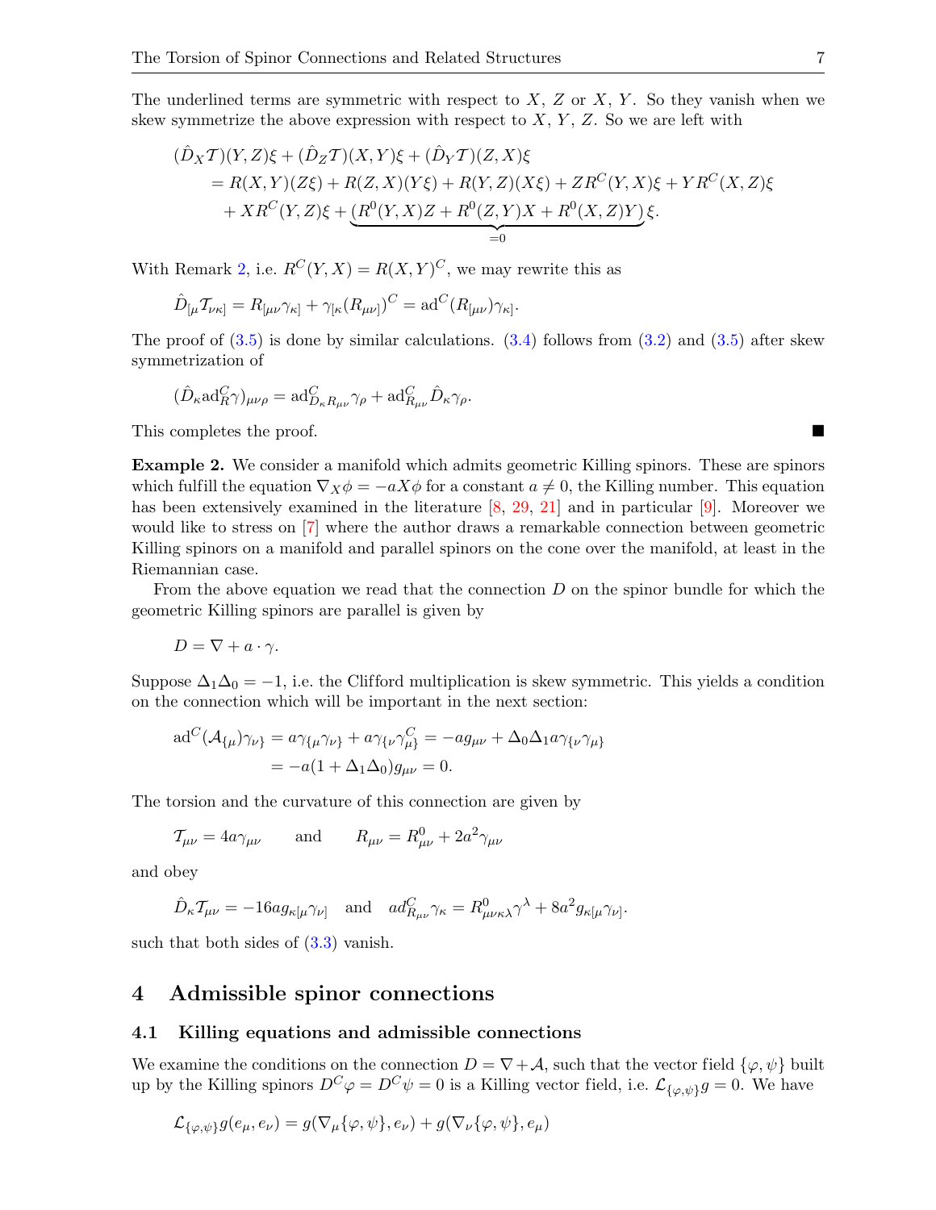The underlined terms are symmetric with respect to $X$, $Z$ or $X$, $Y$. So they vanish when we skew symmetrize the above expression with respect to $X$, $Y$, $Z$. So we are left with

$$
\begin{aligned}
&(\hat{D}_X\mathcal{T})(Y,Z)\xi + (\hat{D}_Z\mathcal{T})(X,Y)\xi + (\hat{D}_Y\mathcal{T})(Z,X)\xi \\
&\quad = R(X,Y)(Z\xi) + R(Z,X)(Y\xi) + R(Y,Z)(X\xi) + ZR^C(Y,X)\xi + YR^C(X,Z)\xi \\
&\quad + XR^C(Y,Z)\xi + \underbrace{(R^0(Y,X)Z + R^0(Z,Y)X + R^0(X,Z)Y)}_{=0}\xi.
\end{aligned}
$$

With Remark 2, i.e. $R^C(Y,X) = R(X,Y)^C$, we may rewrite this as

$$
\hat{D}_{[\mu}\mathcal{T}_{\nu\kappa]} = R_{[\mu\nu}\gamma_{\kappa]} + \gamma_{[\kappa}(R_{\mu\nu]})^C = \mathrm{ad}^C(R_{[\mu\nu})\gamma_{\kappa]}.
$$

The proof of (3.5) is done by similar calculations. (3.4) follows from (3.2) and (3.5) after skew symmetrization of

$$
(\hat{D}_\kappa \mathrm{ad}^C_R\gamma)_{\mu\nu\rho} = \mathrm{ad}^C_{D_\kappa R_{\mu\nu}}\gamma_\rho + \mathrm{ad}^C_{R_{\mu\nu}}\hat{D}_\kappa\gamma_\rho.
$$

This completes the proof. ∎

**Example 2.** We consider a manifold which admits geometric Killing spinors. These are spinors which fulfill the equation $\nabla_X\phi = -aX\phi$ for a constant $a \neq 0$, the Killing number. This equation has been extensively examined in the literature [8, 29, 21] and in particular [9]. Moreover we would like to stress on [7] where the author draws a remarkable connection between geometric Killing spinors on a manifold and parallel spinors on the cone over the manifold, at least in the Riemannian case.

From the above equation we read that the connection $D$ on the spinor bundle for which the geometric Killing spinors are parallel is given by

$$
D = \nabla + a\cdot\gamma.
$$

Suppose $\Delta_1\Delta_0 = -1$, i.e. the Clifford multiplication is skew symmetric. This yields a condition on the connection which will be important in the next section:

$$
\begin{aligned}
\mathrm{ad}^C(\mathcal{A}_{\{\mu})\gamma_{\nu\}} &= a\gamma_{\{\mu}\gamma_{\nu\}} + a\gamma_{\{\nu}\gamma^C_{\mu\}} = -ag_{\mu\nu} + \Delta_0\Delta_1 a\gamma_{\{\nu}\gamma_{\mu\}} \\
&= -a(1+\Delta_1\Delta_0)g_{\mu\nu} = 0.
\end{aligned}
$$

The torsion and the curvature of this connection are given by

$$
\mathcal{T}_{\mu\nu} = 4a\gamma_{\mu\nu} \qquad \text{and} \qquad R_{\mu\nu} = R^0_{\mu\nu} + 2a^2\gamma_{\mu\nu}
$$

and obey

$$
\hat{D}_\kappa\mathcal{T}_{\mu\nu} = -16ag_{\kappa[\mu}\gamma_{\nu]} \quad \text{and} \quad ad^C_{R_{\mu\nu}}\gamma_\kappa = R^0_{\mu\nu\kappa\lambda}\gamma^\lambda + 8a^2 g_{\kappa[\mu}\gamma_{\nu]}.
$$

such that both sides of (3.3) vanish.

## 4 Admissible spinor connections

### 4.1 Killing equations and admissible connections

We examine the conditions on the connection $D = \nabla + \mathcal{A}$, such that the vector field $\{\varphi,\psi\}$ built up by the Killing spinors $D^C\varphi = D^C\psi = 0$ is a Killing vector field, i.e. $\mathcal{L}_{\{\varphi,\psi\}}g = 0$. We have

$$
\mathcal{L}_{\{\varphi,\psi\}}g(e_\mu,e_\nu) = g(\nabla_\mu\{\varphi,\psi\},e_\nu) + g(\nabla_\nu\{\varphi,\psi\},e_\mu)
$$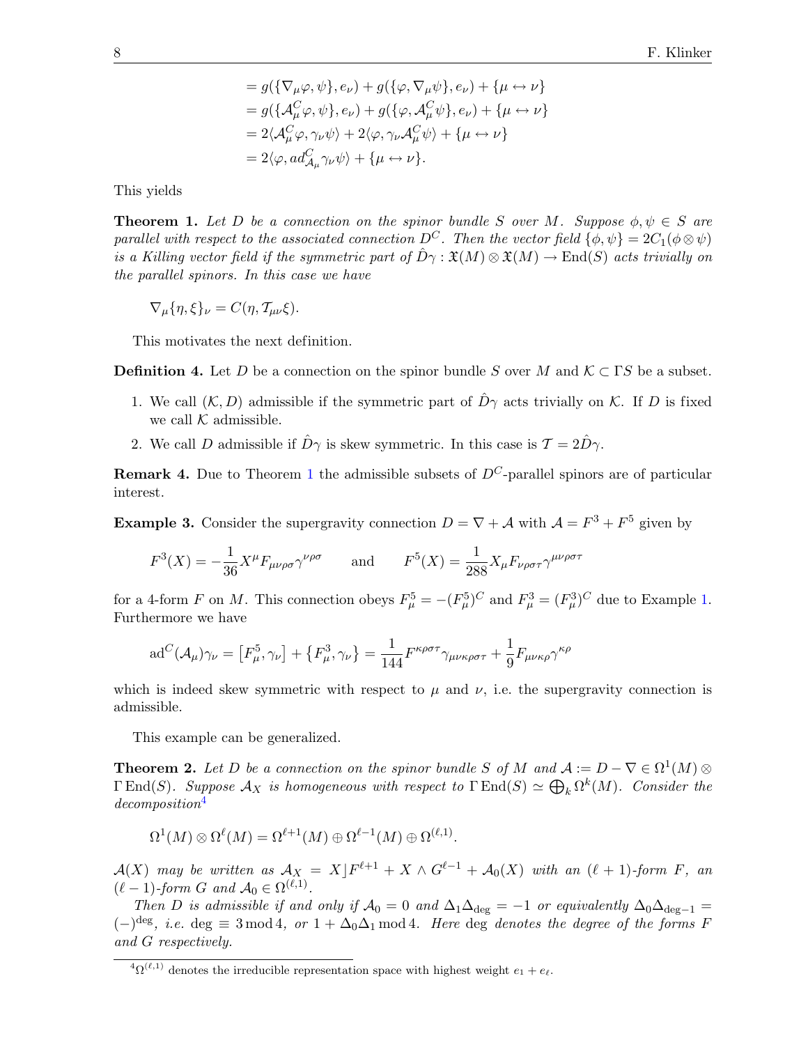$$
\begin{aligned}
&= g(\{\nabla_\mu \varphi, \psi\}, e_\nu) + g(\{\varphi, \nabla_\mu \psi\}, e_\nu) + \{\mu \leftrightarrow \nu\} \\
&= g(\{\mathcal{A}^C_\mu \varphi, \psi\}, e_\nu) + g(\{\varphi, \mathcal{A}^C_\mu \psi\}, e_\nu) + \{\mu \leftrightarrow \nu\} \\
&= 2\langle \mathcal{A}^C_\mu \varphi, \gamma_\nu \psi\rangle + 2\langle \varphi, \gamma_\nu \mathcal{A}^C_\mu \psi\rangle + \{\mu \leftrightarrow \nu\} \\
&= 2\langle \varphi, ad^C_{\mathcal{A}_\mu} \gamma_\nu \psi\rangle + \{\mu \leftrightarrow \nu\}.
\end{aligned}
$$

This yields

**Theorem 1.** *Let $D$ be a connection on the spinor bundle $S$ over $M$. Suppose $\phi, \psi \in S$ are parallel with respect to the associated connection $D^C$. Then the vector field $\{\phi, \psi\} = 2C_1(\phi \otimes \psi)$ is a Killing vector field if the symmetric part of $\hat{D}\gamma : \mathfrak{X}(M) \otimes \mathfrak{X}(M) \to \mathrm{End}(S)$ acts trivially on the parallel spinors. In this case we have*

$$
\nabla_\mu \{\eta, \xi\}_\nu = C(\eta, \mathcal{T}_{\mu\nu}\xi).
$$

This motivates the next definition.

**Definition 4.** Let $D$ be a connection on the spinor bundle $S$ over $M$ and $\mathcal{K} \subset \Gamma S$ be a subset.

1. We call $(\mathcal{K}, D)$ admissible if the symmetric part of $\hat{D}\gamma$ acts trivially on $\mathcal{K}$. If $D$ is fixed we call $\mathcal{K}$ admissible.
2. We call $D$ admissible if $\hat{D}\gamma$ is skew symmetric. In this case is $\mathcal{T} = 2\hat{D}\gamma$.

**Remark 4.** Due to Theorem 1 the admissible subsets of $D^C$-parallel spinors are of particular interest.

**Example 3.** Consider the supergravity connection $D = \nabla + \mathcal{A}$ with $\mathcal{A} = F^3 + F^5$ given by

$$
F^3(X) = -\frac{1}{36} X^\mu F_{\mu\nu\rho\sigma}\gamma^{\nu\rho\sigma} \qquad \text{and} \qquad F^5(X) = \frac{1}{288} X_\mu F_{\nu\rho\sigma\tau}\gamma^{\mu\nu\rho\sigma\tau}
$$

for a 4-form $F$ on $M$. This connection obeys $F^5_\mu = -(F^5_\mu)^C$ and $F^3_\mu = (F^3_\mu)^C$ due to Example 1. Furthermore we have

$$
\mathrm{ad}^C(\mathcal{A}_\mu)\gamma_\nu = \left[F^5_\mu, \gamma_\nu\right] + \left\{F^3_\mu, \gamma_\nu\right\} = \frac{1}{144} F^{\kappa\rho\sigma\tau}\gamma_{\mu\nu\kappa\rho\sigma\tau} + \frac{1}{9} F_{\mu\nu\kappa\rho}\gamma^{\kappa\rho}
$$

which is indeed skew symmetric with respect to $\mu$ and $\nu$, i.e. the supergravity connection is admissible.

This example can be generalized.

**Theorem 2.** *Let $D$ be a connection on the spinor bundle $S$ of $M$ and $\mathcal{A} := D - \nabla \in \Omega^1(M) \otimes \Gamma\,\mathrm{End}(S)$. Suppose $\mathcal{A}_X$ is homogeneous with respect to $\Gamma\,\mathrm{End}(S) \simeq \bigoplus_k \Omega^k(M)$. Consider the decomposition[4]*

$$
\Omega^1(M) \otimes \Omega^\ell(M) = \Omega^{\ell+1}(M) \oplus \Omega^{\ell-1}(M) \oplus \Omega^{(\ell,1)}.
$$

*$\mathcal{A}(X)$ may be written as $\mathcal{A}_X = X\rfloor F^{\ell+1} + X \wedge G^{\ell-1} + \mathcal{A}_0(X)$ with an $(\ell+1)$-form $F$, an $(\ell-1)$-form $G$ and $\mathcal{A}_0 \in \Omega^{(\ell,1)}$.*

*Then $D$ is admissible if and only if $\mathcal{A}_0 = 0$ and $\Delta_1\Delta_{\deg} = -1$ or equivalently $\Delta_0\Delta_{\deg-1} = (-)^{\deg}$, i.e. $\deg \equiv 3 \bmod 4$, or $1 + \Delta_0\Delta_1 \bmod 4$. Here $\deg$ denotes the degree of the forms $F$ and $G$ respectively.*

[4] $\Omega^{(\ell,1)}$ denotes the irreducible representation space with highest weight $e_1 + e_\ell$.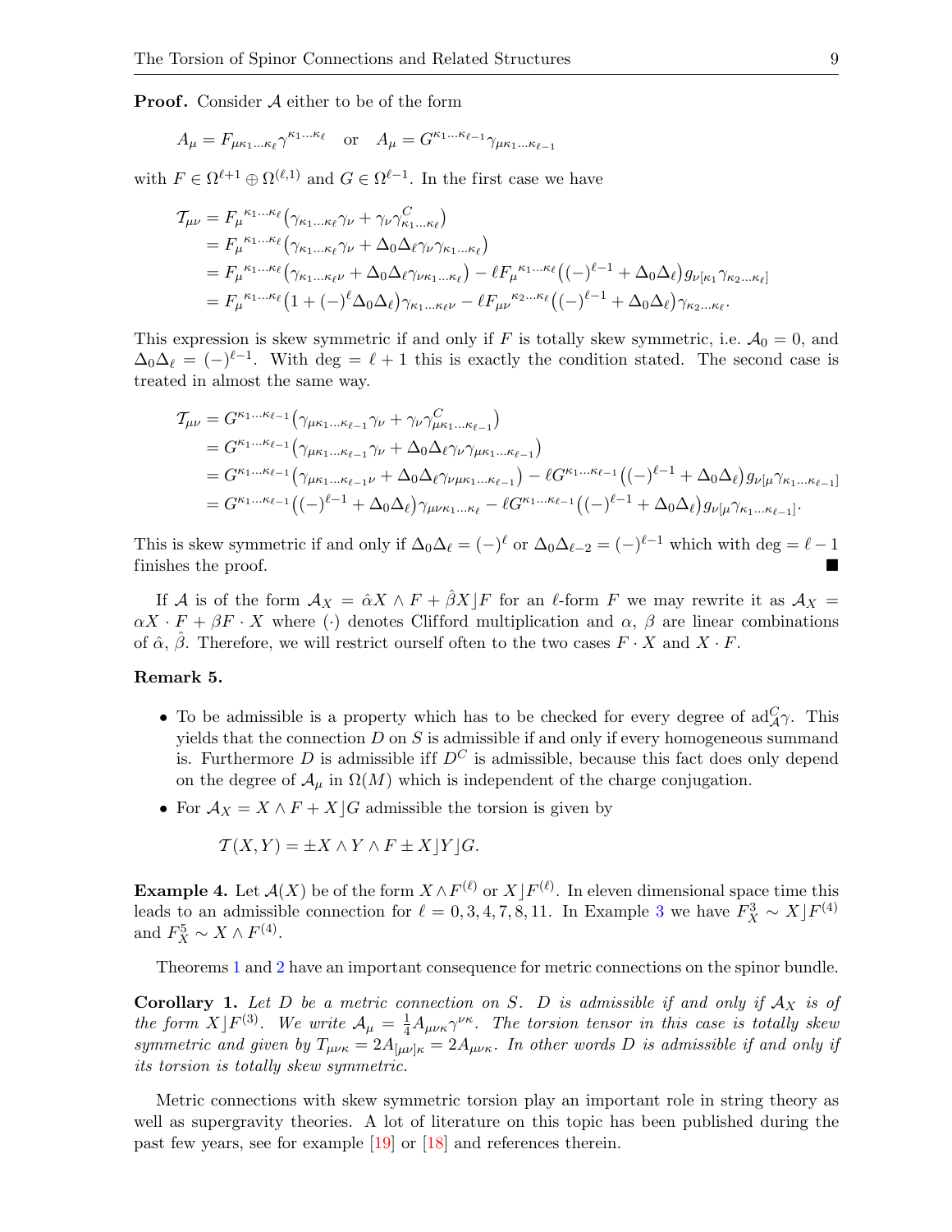**Proof.** Consider $\mathcal{A}$ either to be of the form

$$A_\mu = F_{\mu\kappa_1\ldots\kappa_\ell}\gamma^{\kappa_1\ldots\kappa_\ell} \quad \text{or} \quad A_\mu = G^{\kappa_1\ldots\kappa_{\ell-1}}\gamma_{\mu\kappa_1\ldots\kappa_{\ell-1}}$$

with $F \in \Omega^{\ell+1} \oplus \Omega^{(\ell,1)}$ and $G \in \Omega^{\ell-1}$. In the first case we have

$$\begin{aligned}
\mathcal{T}_{\mu\nu} &= F_\mu{}^{\kappa_1\ldots\kappa_\ell}\big(\gamma_{\kappa_1\ldots\kappa_\ell}\gamma_\nu + \gamma_\nu\gamma^C_{\kappa_1\ldots\kappa_\ell}\big)\\
&= F_\mu{}^{\kappa_1\ldots\kappa_\ell}\big(\gamma_{\kappa_1\ldots\kappa_\ell}\gamma_\nu + \Delta_0\Delta_\ell\gamma_\nu\gamma_{\kappa_1\ldots\kappa_\ell}\big)\\
&= F_\mu{}^{\kappa_1\ldots\kappa_\ell}\big(\gamma_{\kappa_1\ldots\kappa_\ell\nu} + \Delta_0\Delta_\ell\gamma_{\nu\kappa_1\ldots\kappa_\ell}\big) - \ell F_\mu{}^{\kappa_1\ldots\kappa_\ell}\big((-)^{\ell-1} + \Delta_0\Delta_\ell\big)g_{\nu[\kappa_1}\gamma_{\kappa_2\ldots\kappa_\ell]}\\
&= F_\mu{}^{\kappa_1\ldots\kappa_\ell}\big(1 + (-)^\ell\Delta_0\Delta_\ell\big)\gamma_{\kappa_1\ldots\kappa_\ell\nu} - \ell F_{\mu\nu}{}^{\kappa_2\ldots\kappa_\ell}\big((-)^{\ell-1} + \Delta_0\Delta_\ell\big)\gamma_{\kappa_2\ldots\kappa_\ell}.
\end{aligned}$$

This expression is skew symmetric if and only if $F$ is totally skew symmetric, i.e. $\mathcal{A}_0 = 0$, and $\Delta_0\Delta_\ell = (-)^{\ell-1}$. With $\deg = \ell + 1$ this is exactly the condition stated. The second case is treated in almost the same way.

$$\begin{aligned}
\mathcal{T}_{\mu\nu} &= G^{\kappa_1\ldots\kappa_{\ell-1}}\big(\gamma_{\mu\kappa_1\ldots\kappa_{\ell-1}}\gamma_\nu + \gamma_\nu\gamma^C_{\mu\kappa_1\ldots\kappa_{\ell-1}}\big)\\
&= G^{\kappa_1\ldots\kappa_{\ell-1}}\big(\gamma_{\mu\kappa_1\ldots\kappa_{\ell-1}}\gamma_\nu + \Delta_0\Delta_\ell\gamma_\nu\gamma_{\mu\kappa_1\ldots\kappa_{\ell-1}}\big)\\
&= G^{\kappa_1\ldots\kappa_{\ell-1}}\big(\gamma_{\mu\kappa_1\ldots\kappa_{\ell-1}\nu} + \Delta_0\Delta_\ell\gamma_{\nu\mu\kappa_1\ldots\kappa_{\ell-1}}\big) - \ell G^{\kappa_1\ldots\kappa_{\ell-1}}\big((-)^{\ell-1} + \Delta_0\Delta_\ell\big)g_{\nu[\mu}\gamma_{\kappa_1\ldots\kappa_{\ell-1}]}\\
&= G^{\kappa_1\ldots\kappa_{\ell-1}}\big((-)^{\ell-1} + \Delta_0\Delta_\ell\big)\gamma_{\mu\nu\kappa_1\ldots\kappa_\ell} - \ell G^{\kappa_1\ldots\kappa_{\ell-1}}\big((-)^{\ell-1} + \Delta_0\Delta_\ell\big)g_{\nu[\mu}\gamma_{\kappa_1\ldots\kappa_{\ell-1}]}.
\end{aligned}$$

This is skew symmetric if and only if $\Delta_0\Delta_\ell = (-)^\ell$ or $\Delta_0\Delta_{\ell-2} = (-)^{\ell-1}$ which with $\deg = \ell - 1$ finishes the proof. ∎

If $\mathcal{A}$ is of the form $\mathcal{A}_X = \hat{\alpha}X \wedge F + \hat{\beta}X\lrcorner F$ for an $\ell$-form $F$ we may rewrite it as $\mathcal{A}_X = \alpha X \cdot F + \beta F \cdot X$ where $(\cdot)$ denotes Clifford multiplication and $\alpha$, $\beta$ are linear combinations of $\hat{\alpha}$, $\hat{\beta}$. Therefore, we will restrict ourself often to the two cases $F \cdot X$ and $X \cdot F$.

**Remark 5.**

- To be admissible is a property which has to be checked for every degree of $\mathrm{ad}^C_{\mathcal{A}}\gamma$. This yields that the connection $D$ on $S$ is admissible if and only if every homogeneous summand is. Furthermore $D$ is admissible iff $D^C$ is admissible, because this fact does only depend on the degree of $\mathcal{A}_\mu$ in $\Omega(M)$ which is independent of the charge conjugation.
- For $\mathcal{A}_X = X \wedge F + X\lrcorner G$ admissible the torsion is given by

$$\mathcal{T}(X,Y) = \pm X \wedge Y \wedge F \pm X\lrcorner Y\lrcorner G.$$

**Example 4.** Let $\mathcal{A}(X)$ be of the form $X \wedge F^{(\ell)}$ or $X\lrcorner F^{(\ell)}$. In eleven dimensional space time this leads to an admissible connection for $\ell = 0, 3, 4, 7, 8, 11$. In Example 3 we have $F^3_X \sim X\lrcorner F^{(4)}$ and $F^5_X \sim X \wedge F^{(4)}$.

Theorems 1 and 2 have an important consequence for metric connections on the spinor bundle.

**Corollary 1.** *Let $D$ be a metric connection on $S$. $D$ is admissible if and only if $\mathcal{A}_X$ is of the form $X\lrcorner F^{(3)}$. We write $\mathcal{A}_\mu = \frac{1}{4}A_{\mu\nu\kappa}\gamma^{\nu\kappa}$. The torsion tensor in this case is totally skew symmetric and given by $T_{\mu\nu\kappa} = 2A_{[\mu\nu]\kappa} = 2A_{\mu\nu\kappa}$. In other words $D$ is admissible if and only if its torsion is totally skew symmetric.*

Metric connections with skew symmetric torsion play an important role in string theory as well as supergravity theories. A lot of literature on this topic has been published during the past few years, see for example [19] or [18] and references therein.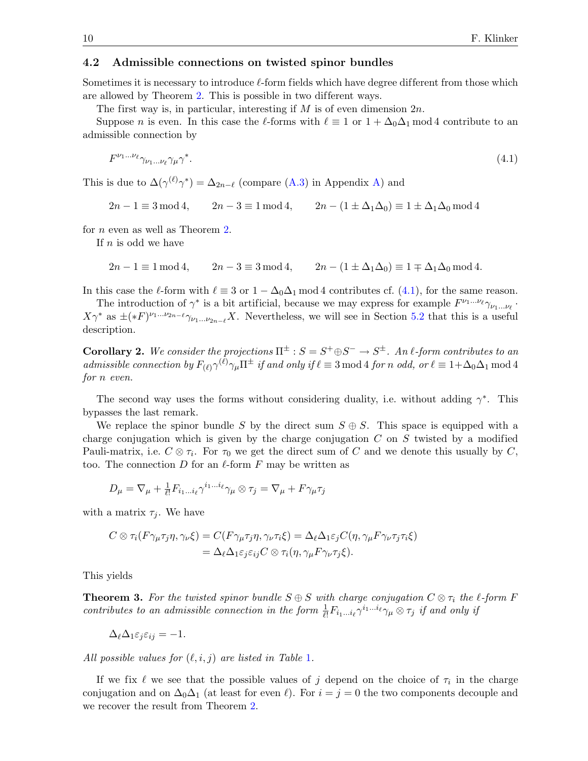### 4.2 Admissible connections on twisted spinor bundles

Sometimes it is necessary to introduce $\ell$-form fields which have degree different from those which are allowed by Theorem 2. This is possible in two different ways.

The first way is, in particular, interesting if $M$ is of even dimension $2n$.

Suppose $n$ is even. In this case the $\ell$-forms with $\ell \equiv 1$ or $1 + \Delta_0\Delta_1 \bmod 4$ contribute to an admissible connection by

$$F^{\nu_1\dots\nu_\ell}\gamma_{\nu_1\dots\nu_\ell}\gamma_\mu\gamma^*. \tag{4.1}$$

This is due to $\Delta(\gamma^{(\ell)}\gamma^*) = \Delta_{2n-\ell}$ (compare (A.3) in Appendix A) and

$$2n - 1 \equiv 3 \bmod 4, \qquad 2n - 3 \equiv 1 \bmod 4, \qquad 2n - (1 \pm \Delta_1\Delta_0) \equiv 1 \pm \Delta_1\Delta_0 \bmod 4$$

for $n$ even as well as Theorem 2.

If $n$ is odd we have

$$2n - 1 \equiv 1 \bmod 4, \qquad 2n - 3 \equiv 3 \bmod 4, \qquad 2n - (1 \pm \Delta_1\Delta_0) \equiv 1 \mp \Delta_1\Delta_0 \bmod 4.$$

In this case the $\ell$-form with $\ell \equiv 3$ or $1 - \Delta_0\Delta_1 \bmod 4$ contributes cf. (4.1), for the same reason.

The introduction of $\gamma^*$ is a bit artificial, because we may express for example $F^{\nu_1\dots\nu_\ell}\gamma_{\nu_1\dots\nu_\ell} \cdot X\gamma^*$ as $\pm(*F)^{\nu_1\dots\nu_{2n-\ell}}\gamma_{\nu_1\dots\nu_{2n-\ell}}X$. Nevertheless, we will see in Section 5.2 that this is a useful description.

**Corollary 2.** *We consider the projections $\Pi^\pm : S = S^+ \oplus S^- \to S^\pm$. An $\ell$-form contributes to an admissible connection by $F_{(\ell)}\gamma^{(\ell)}\gamma_\mu\Pi^\pm$ if and only if $\ell \equiv 3 \bmod 4$ for $n$ odd, or $\ell \equiv 1 + \Delta_0\Delta_1 \bmod 4$ for $n$ even.*

The second way uses the forms without considering duality, i.e. without adding $\gamma^*$. This bypasses the last remark.

We replace the spinor bundle $S$ by the direct sum $S \oplus S$. This space is equipped with a charge conjugation which is given by the charge conjugation $C$ on $S$ twisted by a modified Pauli-matrix, i.e. $C \otimes \tau_i$. For $\tau_0$ we get the direct sum of $C$ and we denote this usually by $C$, too. The connection $D$ for an $\ell$-form $F$ may be written as

$$D_\mu = \nabla_\mu + \tfrac{1}{\ell!}F_{i_1\dots i_\ell}\gamma^{i_1\dots i_\ell}\gamma_\mu \otimes \tau_j = \nabla_\mu + F\gamma_\mu\tau_j$$

with a matrix $\tau_j$. We have

$$\begin{aligned} C \otimes \tau_i(F\gamma_\mu\tau_j\eta, \gamma_\nu\xi) &= C(F\gamma_\mu\tau_j\eta, \gamma_\nu\tau_i\xi) = \Delta_\ell\Delta_1\varepsilon_j C(\eta, \gamma_\mu F\gamma_\nu\tau_j\tau_i\xi) \\ &= \Delta_\ell\Delta_1\varepsilon_j\varepsilon_{ij} C \otimes \tau_i(\eta, \gamma_\mu F\gamma_\nu\tau_j\xi). \end{aligned}$$

This yields

**Theorem 3.** *For the twisted spinor bundle $S \oplus S$ with charge conjugation $C \otimes \tau_i$ the $\ell$-form $F$ contributes to an admissible connection in the form $\frac{1}{\ell!}F_{i_1\dots i_\ell}\gamma^{i_1\dots i_\ell}\gamma_\mu \otimes \tau_j$ if and only if*

$$\Delta_\ell\Delta_1\varepsilon_j\varepsilon_{ij} = -1.$$

*All possible values for $(\ell, i, j)$ are listed in Table 1.*

If we fix $\ell$ we see that the possible values of $j$ depend on the choice of $\tau_i$ in the charge conjugation and on $\Delta_0\Delta_1$ (at least for even $\ell$). For $i = j = 0$ the two components decouple and we recover the result from Theorem 2.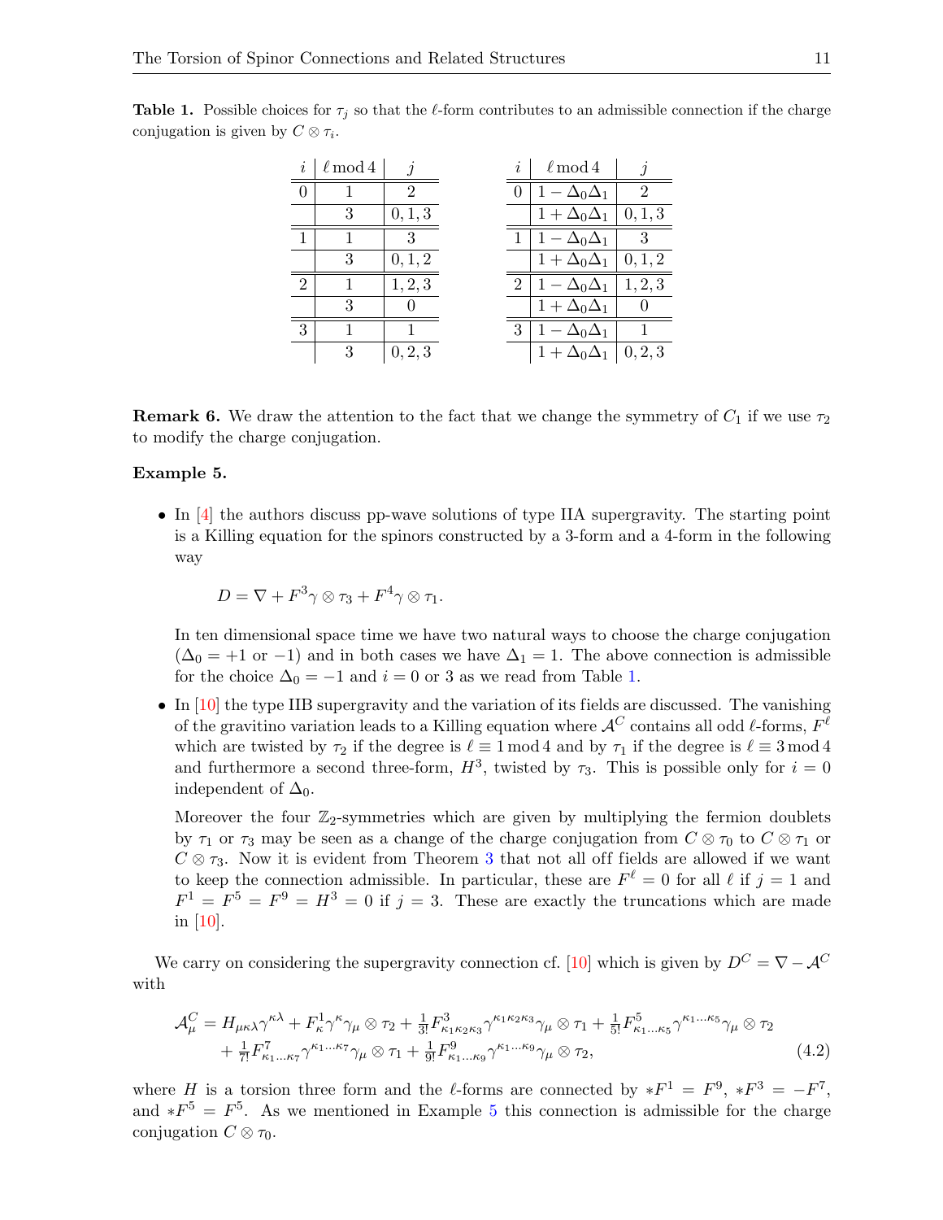**Table 1.** Possible choices for $\tau_j$ so that the $\ell$-form contributes to an admissible connection if the charge conjugation is given by $C \otimes \tau_i$.

| $i$ | $\ell \bmod 4$ | $j$ |
|---|---|---|
| 0 | 1 | 2 |
| | 3 | 0, 1, 3 |
| 1 | 1 | 3 |
| | 3 | 0, 1, 2 |
| 2 | 1 | 1, 2, 3 |
| | 3 | 0 |
| 3 | 1 | 1 |
| | 3 | 0, 2, 3 |

| $i$ | $\ell \bmod 4$ | $j$ |
|---|---|---|
| 0 | $1 - \Delta_0\Delta_1$ | 2 |
| | $1 + \Delta_0\Delta_1$ | 0, 1, 3 |
| 1 | $1 - \Delta_0\Delta_1$ | 3 |
| | $1 + \Delta_0\Delta_1$ | 0, 1, 2 |
| 2 | $1 - \Delta_0\Delta_1$ | 1, 2, 3 |
| | $1 + \Delta_0\Delta_1$ | 0 |
| 3 | $1 - \Delta_0\Delta_1$ | 1 |
| | $1 + \Delta_0\Delta_1$ | 0, 2, 3 |

**Remark 6.** We draw the attention to the fact that we change the symmetry of $C_1$ if we use $\tau_2$ to modify the charge conjugation.

**Example 5.**

- In [4] the authors discuss pp-wave solutions of type IIA supergravity. The starting point is a Killing equation for the spinors constructed by a 3-form and a 4-form in the following way

  $$D = \nabla + F^3\gamma \otimes \tau_3 + F^4\gamma \otimes \tau_1.$$

  In ten dimensional space time we have two natural ways to choose the charge conjugation ($\Delta_0 = +1$ or $-1$) and in both cases we have $\Delta_1 = 1$. The above connection is admissible for the choice $\Delta_0 = -1$ and $i = 0$ or 3 as we read from Table 1.

- In [10] the type IIB supergravity and the variation of its fields are discussed. The vanishing of the gravitino variation leads to a Killing equation where $\mathcal{A}^C$ contains all odd $\ell$-forms, $F^\ell$ which are twisted by $\tau_2$ if the degree is $\ell \equiv 1 \bmod 4$ and by $\tau_1$ if the degree is $\ell \equiv 3 \bmod 4$ and furthermore a second three-form, $H^3$, twisted by $\tau_3$. This is possible only for $i = 0$ independent of $\Delta_0$.

  Moreover the four $\mathbb{Z}_2$-symmetries which are given by multiplying the fermion doublets by $\tau_1$ or $\tau_3$ may be seen as a change of the charge conjugation from $C \otimes \tau_0$ to $C \otimes \tau_1$ or $C \otimes \tau_3$. Now it is evident from Theorem 3 that not all off fields are allowed if we want to keep the connection admissible. In particular, these are $F^\ell = 0$ for all $\ell$ if $j = 1$ and $F^1 = F^5 = F^9 = H^3 = 0$ if $j = 3$. These are exactly the truncations which are made in [10].

We carry on considering the supergravity connection cf. [10] which is given by $D^C = \nabla - \mathcal{A}^C$ with

$$\begin{aligned}\mathcal{A}^C_\mu = {} & H_{\mu\kappa\lambda}\gamma^{\kappa\lambda} + F^1_\kappa\gamma^\kappa\gamma_\mu \otimes \tau_2 + \tfrac{1}{3!}F^3_{\kappa_1\kappa_2\kappa_3}\gamma^{\kappa_1\kappa_2\kappa_3}\gamma_\mu \otimes \tau_1 + \tfrac{1}{5!}F^5_{\kappa_1\ldots\kappa_5}\gamma^{\kappa_1\ldots\kappa_5}\gamma_\mu \otimes \tau_2 \\ & + \tfrac{1}{7!}F^7_{\kappa_1\ldots\kappa_7}\gamma^{\kappa_1\ldots\kappa_7}\gamma_\mu \otimes \tau_1 + \tfrac{1}{9!}F^9_{\kappa_1\ldots\kappa_9}\gamma^{\kappa_1\ldots\kappa_9}\gamma_\mu \otimes \tau_2,\end{aligned} \tag{4.2}$$

where $H$ is a torsion three form and the $\ell$-forms are connected by $*F^1 = F^9$, $*F^3 = -F^7$, and $*F^5 = F^5$. As we mentioned in Example 5 this connection is admissible for the charge conjugation $C \otimes \tau_0$.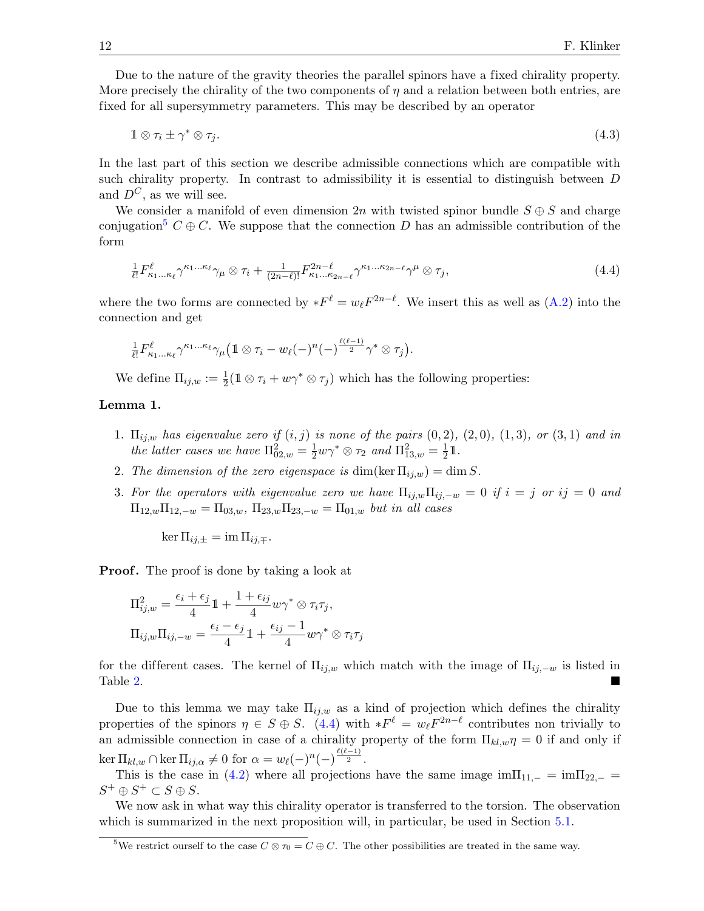Due to the nature of the gravity theories the parallel spinors have a fixed chirality property. More precisely the chirality of the two components of $\eta$ and a relation between both entries, are fixed for all supersymmetry parameters. This may be described by an operator

$$\mathbb{1} \otimes \tau_i \pm \gamma^* \otimes \tau_j. \tag{4.3}$$

In the last part of this section we describe admissible connections which are compatible with such chirality property. In contrast to admissibility it is essential to distinguish between $D$ and $D^C$, as we will see.

We consider a manifold of even dimension $2n$ with twisted spinor bundle $S \oplus S$ and charge conjugation[5] $C \oplus C$. We suppose that the connection $D$ has an admissible contribution of the form

$$\tfrac{1}{\ell!} F^{\ell}_{\kappa_1 \dots \kappa_\ell} \gamma^{\kappa_1 \dots \kappa_\ell} \gamma_\mu \otimes \tau_i + \tfrac{1}{(2n-\ell)!} F^{2n-\ell}_{\kappa_1 \dots \kappa_{2n-\ell}} \gamma^{\kappa_1 \dots \kappa_{2n-\ell}} \gamma^\mu \otimes \tau_j, \tag{4.4}$$

where the two forms are connected by $*F^\ell = w_\ell F^{2n-\ell}$. We insert this as well as (A.2) into the connection and get

$$\tfrac{1}{\ell!} F^{\ell}_{\kappa_1 \dots \kappa_\ell} \gamma^{\kappa_1 \dots \kappa_\ell} \gamma_\mu \big( \mathbb{1} \otimes \tau_i - w_\ell (-)^n (-)^{\frac{\ell(\ell-1)}{2}} \gamma^* \otimes \tau_j \big).$$

We define $\Pi_{ij,w} := \frac{1}{2}(\mathbb{1} \otimes \tau_i + w \gamma^* \otimes \tau_j)$ which has the following properties:

**Lemma 1.**

1. *$\Pi_{ij,w}$ has eigenvalue zero if $(i,j)$ is none of the pairs $(0,2)$, $(2,0)$, $(1,3)$, or $(3,1)$ and in the latter cases we have $\Pi^2_{02,w} = \frac{1}{2} w \gamma^* \otimes \tau_2$ and $\Pi^2_{13,w} = \frac{1}{2}\mathbb{1}$.*
2. *The dimension of the zero eigenspace is $\dim(\ker \Pi_{ij,w}) = \dim S$.*
3. *For the operators with eigenvalue zero we have $\Pi_{ij,w}\Pi_{ij,-w} = 0$ if $i = j$ or $ij = 0$ and $\Pi_{12,w}\Pi_{12,-w} = \Pi_{03,w}$, $\Pi_{23,w}\Pi_{23,-w} = \Pi_{01,w}$ but in all cases*

$$\ker \Pi_{ij,\pm} = \operatorname{im} \Pi_{ij,\mp}.$$

**Proof.** The proof is done by taking a look at

$$\Pi^2_{ij,w} = \frac{\epsilon_i + \epsilon_j}{4} \mathbb{1} + \frac{1 + \epsilon_{ij}}{4} w \gamma^* \otimes \tau_i \tau_j,$$
$$\Pi_{ij,w}\Pi_{ij,-w} = \frac{\epsilon_i - \epsilon_j}{4} \mathbb{1} + \frac{\epsilon_{ij} - 1}{4} w \gamma^* \otimes \tau_i \tau_j$$

for the different cases. The kernel of $\Pi_{ij,w}$ which match with the image of $\Pi_{ij,-w}$ is listed in Table 2. ■

Due to this lemma we may take $\Pi_{ij,w}$ as a kind of projection which defines the chirality properties of the spinors $\eta \in S \oplus S$. (4.4) with $*F^\ell = w_\ell F^{2n-\ell}$ contributes non trivially to an admissible connection in case of a chirality property of the form $\Pi_{kl,w}\eta = 0$ if and only if $\ker \Pi_{kl,w} \cap \ker \Pi_{ij,\alpha} \neq 0$ for $\alpha = w_\ell (-)^n (-)^{\frac{\ell(\ell-1)}{2}}$.

This is the case in (4.2) where all projections have the same image $\operatorname{im}\Pi_{11,-} = \operatorname{im}\Pi_{22,-} = S^+ \oplus S^+ \subset S \oplus S$.

We now ask in what way this chirality operator is transferred to the torsion. The observation which is summarized in the next proposition will, in particular, be used in Section 5.1.

[5] We restrict ourself to the case $C \otimes \tau_0 = C \oplus C$. The other possibilities are treated in the same way.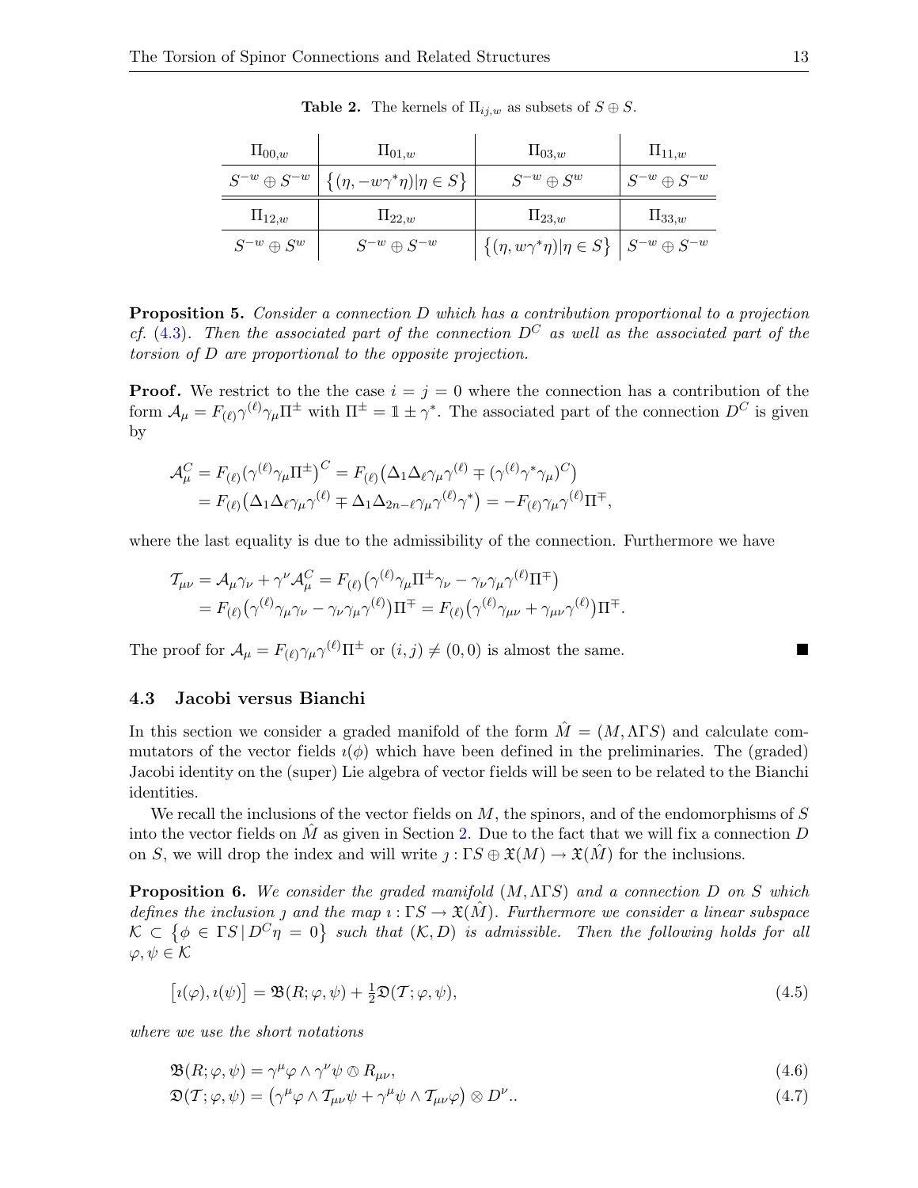**Table 2.** The kernels of $\Pi_{ij,w}$ as subsets of $S \oplus S$.

| $\Pi_{00,w}$ | $\Pi_{01,w}$ | $\Pi_{03,w}$ | $\Pi_{11,w}$ |
|---|---|---|---|
| $S^{-w} \oplus S^{-w}$ | $\{(\eta, -w\gamma^*\eta) \vert \eta \in S\}$ | $S^{-w} \oplus S^{w}$ | $S^{-w} \oplus S^{-w}$ |
| $\Pi_{12,w}$ | $\Pi_{22,w}$ | $\Pi_{23,w}$ | $\Pi_{33,w}$ |
| $S^{-w} \oplus S^{w}$ | $S^{-w} \oplus S^{-w}$ | $\{(\eta, w\gamma^*\eta) \vert \eta \in S\}$ | $S^{-w} \oplus S^{-w}$ |

**Proposition 5.** *Consider a connection $D$ which has a contribution proportional to a projection cf. (4.3). Then the associated part of the connection $D^C$ as well as the associated part of the torsion of $D$ are proportional to the opposite projection.*

**Proof.** We restrict to the the case $i = j = 0$ where the connection has a contribution of the form $\mathcal{A}_\mu = F_{(\ell)}\gamma^{(\ell)}\gamma_\mu\Pi^\pm$ with $\Pi^\pm = \mathbb{1} \pm \gamma^*$. The associated part of the connection $D^C$ is given by

$$
\begin{aligned}
\mathcal{A}^C_\mu &= F_{(\ell)}\big(\gamma^{(\ell)}\gamma_\mu\Pi^\pm\big)^C = F_{(\ell)}\big(\Delta_1\Delta_\ell\gamma_\mu\gamma^{(\ell)} \mp (\gamma^{(\ell)}\gamma^*\gamma_\mu)^C\big)\\
&= F_{(\ell)}\big(\Delta_1\Delta_\ell\gamma_\mu\gamma^{(\ell)} \mp \Delta_1\Delta_{2n-\ell}\gamma_\mu\gamma^{(\ell)}\gamma^*\big) = -F_{(\ell)}\gamma_\mu\gamma^{(\ell)}\Pi^\mp,
\end{aligned}
$$

where the last equality is due to the admissibility of the connection. Furthermore we have

$$
\begin{aligned}
\mathcal{T}_{\mu\nu} &= \mathcal{A}_\mu\gamma_\nu + \gamma^\nu\mathcal{A}^C_\mu = F_{(\ell)}\big(\gamma^{(\ell)}\gamma_\mu\Pi^\pm\gamma_\nu - \gamma_\nu\gamma_\mu\gamma^{(\ell)}\Pi^\mp\big)\\
&= F_{(\ell)}\big(\gamma^{(\ell)}\gamma_\mu\gamma_\nu - \gamma_\nu\gamma_\mu\gamma^{(\ell)}\big)\Pi^\mp = F_{(\ell)}\big(\gamma^{(\ell)}\gamma_{\mu\nu} + \gamma_{\mu\nu}\gamma^{(\ell)}\big)\Pi^\mp.
\end{aligned}
$$

The proof for $\mathcal{A}_\mu = F_{(\ell)}\gamma_\mu\gamma^{(\ell)}\Pi^\pm$ or $(i,j) \neq (0,0)$ is almost the same. ∎

### 4.3 Jacobi versus Bianchi

In this section we consider a graded manifold of the form $\hat{M} = (M, \Lambda\Gamma S)$ and calculate commutators of the vector fields $\imath(\phi)$ which have been defined in the preliminaries. The (graded) Jacobi identity on the (super) Lie algebra of vector fields will be seen to be related to the Bianchi identities.

We recall the inclusions of the vector fields on $M$, the spinors, and of the endomorphisms of $S$ into the vector fields on $\hat{M}$ as given in Section 2. Due to the fact that we will fix a connection $D$ on $S$, we will drop the index and will write $\jmath : \Gamma S \oplus \mathfrak{X}(M) \to \mathfrak{X}(\hat{M})$ for the inclusions.

**Proposition 6.** *We consider the graded manifold $(M, \Lambda\Gamma S)$ and a connection $D$ on $S$ which defines the inclusion $\jmath$ and the map $\imath : \Gamma S \to \mathfrak{X}(\hat{M})$. Furthermore we consider a linear subspace $\mathcal{K} \subset \{\phi \in \Gamma S \,|\, D^C\eta = 0\}$ such that $(\mathcal{K}, D)$ is admissible. Then the following holds for all $\varphi, \psi \in \mathcal{K}$*

$$
\big[\imath(\varphi), \imath(\psi)\big] = \mathfrak{B}(R; \varphi, \psi) + \tfrac{1}{2}\mathfrak{D}(\mathcal{T}; \varphi, \psi), \tag{4.5}
$$

*where we use the short notations*

$$
\mathfrak{B}(R; \varphi, \psi) = \gamma^\mu\varphi \wedge \gamma^\nu\psi \otimes R_{\mu\nu}, \tag{4.6}
$$

$$
\mathfrak{D}(\mathcal{T}; \varphi, \psi) = \big(\gamma^\mu\varphi \wedge \mathcal{T}_{\mu\nu}\psi + \gamma^\mu\psi \wedge \mathcal{T}_{\mu\nu}\varphi\big) \otimes D^\nu.. \tag{4.7}
$$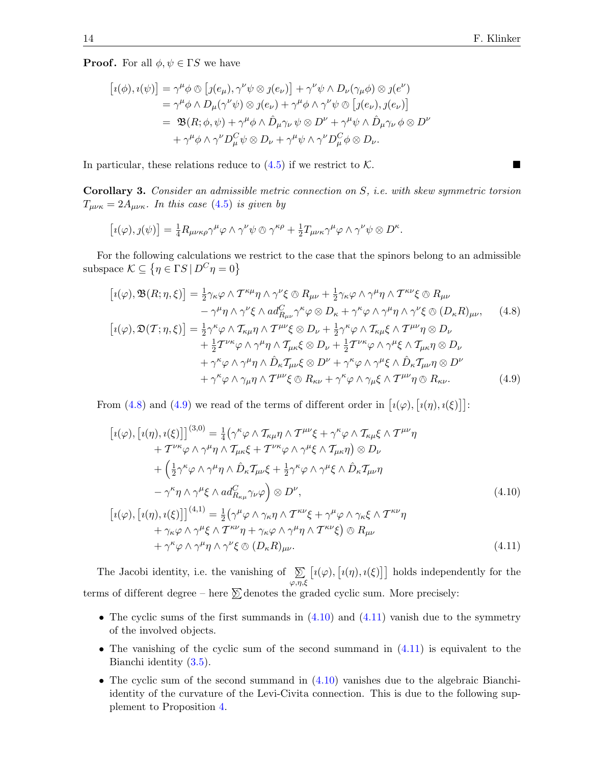**Proof.** For all $\phi, \psi \in \Gamma S$ we have

$$
\begin{aligned}
\big[\imath(\phi), \imath(\psi)\big] &= \gamma^\mu\phi \owedge \big[\jmath(e_\mu), \gamma^\nu\psi \otimes \jmath(e_\nu)\big] + \gamma^\nu\psi \wedge D_\nu(\gamma_\mu\phi) \otimes \jmath(e^\nu) \\
&= \gamma^\mu\phi \wedge D_\mu(\gamma^\nu\psi) \otimes \jmath(e_\nu) + \gamma^\mu\phi \wedge \gamma^\nu\psi \owedge \big[\jmath(e_\nu), \jmath(e_\nu)\big] \\
&= \mathfrak{B}(R;\phi,\psi) + \gamma^\mu\phi \wedge \hat{D}_\mu\gamma_\nu\,\psi \otimes D^\nu + \gamma^\mu\psi \wedge \hat{D}_\mu\gamma_\nu\,\phi \otimes D^\nu \\
&\quad + \gamma^\mu\phi \wedge \gamma^\nu D^C_\mu\psi \otimes D_\nu + \gamma^\mu\psi \wedge \gamma^\nu D^C_\mu\phi \otimes D_\nu.
\end{aligned}
$$

In particular, these relations reduce to (4.5) if we restrict to $\mathcal{K}$. ∎

**Corollary 3.** *Consider an admissible metric connection on $S$, i.e. with skew symmetric torsion $T_{\mu\nu\kappa} = 2A_{\mu\nu\kappa}$. In this case (4.5) is given by*

$$
\big[\imath(\varphi), \jmath(\psi)\big] = \tfrac{1}{4}R_{\mu\nu\kappa\rho}\gamma^\mu\varphi \wedge \gamma^\nu\psi \owedge \gamma^{\kappa\rho} + \tfrac{1}{2}T_{\mu\nu\kappa}\gamma^\mu\varphi \wedge \gamma^\nu\psi \otimes D^\kappa.
$$

For the following calculations we restrict to the case that the spinors belong to an admissible subspace $\mathcal{K} \subseteq \big\{\eta \in \Gamma S \,|\, D^C\eta = 0\big\}$

$$
\begin{aligned}
\big[\imath(\varphi), \mathfrak{B}(R;\eta,\xi)\big] &= \tfrac{1}{2}\gamma_\kappa\varphi \wedge \mathcal{T}^{\kappa\mu}\eta \wedge \gamma^\nu\xi \owedge R_{\mu\nu} + \tfrac{1}{2}\gamma_\kappa\varphi \wedge \gamma^\mu\eta \wedge \mathcal{T}^{\kappa\nu}\xi \owedge R_{\mu\nu} \\
&\quad - \gamma^\mu\eta \wedge \gamma^\nu\xi \wedge ad^C_{R_{\mu\nu}}\gamma^\kappa\varphi \otimes D_\kappa + \gamma^\kappa\varphi \wedge \gamma^\mu\eta \wedge \gamma^\nu\xi \owedge (D_\kappa R)_{\mu\nu}, \qquad (4.8)\\
\big[\imath(\varphi), \mathfrak{D}(\mathcal{T};\eta,\xi)\big] &= \tfrac{1}{2}\gamma^\kappa\varphi \wedge \mathcal{T}_{\kappa\mu}\eta \wedge \mathcal{T}^{\mu\nu}\xi \otimes D_\nu + \tfrac{1}{2}\gamma^\kappa\varphi \wedge \mathcal{T}_{\kappa\mu}\xi \wedge \mathcal{T}^{\mu\nu}\eta \otimes D_\nu \\
&\quad + \tfrac{1}{2}\mathcal{T}^{\nu\kappa}\varphi \wedge \gamma^\mu\eta \wedge \mathcal{T}_{\mu\kappa}\xi \otimes D_\nu + \tfrac{1}{2}\mathcal{T}^{\nu\kappa}\varphi \wedge \gamma^\mu\xi \wedge \mathcal{T}_{\mu\kappa}\eta \otimes D_\nu \\
&\quad + \gamma^\kappa\varphi \wedge \gamma^\mu\eta \wedge \hat{D}_\kappa\mathcal{T}_{\mu\nu}\xi \otimes D^\nu + \gamma^\kappa\varphi \wedge \gamma^\mu\xi \wedge \hat{D}_\kappa\mathcal{T}_{\mu\nu}\eta \otimes D^\nu \\
&\quad + \gamma^\kappa\varphi \wedge \gamma_\mu\eta \wedge \mathcal{T}^{\mu\nu}\xi \owedge R_{\kappa\nu} + \gamma^\kappa\varphi \wedge \gamma_\mu\xi \wedge \mathcal{T}^{\mu\nu}\eta \owedge R_{\kappa\nu}. \qquad (4.9)
\end{aligned}
$$

From (4.8) and (4.9) we read of the terms of different order in $\big[\imath(\varphi), \big[\imath(\eta), \imath(\xi)\big]\big]$:

$$
\begin{aligned}
\big[\imath(\varphi), \big[\imath(\eta), \imath(\xi)\big]\big]^{(3,0)} &= \tfrac{1}{4}\big(\gamma^\kappa\varphi \wedge \mathcal{T}_{\kappa\mu}\eta \wedge \mathcal{T}^{\mu\nu}\xi + \gamma^\kappa\varphi \wedge \mathcal{T}_{\kappa\mu}\xi \wedge \mathcal{T}^{\mu\nu}\eta \\
&\quad + \mathcal{T}^{\nu\kappa}\varphi \wedge \gamma^\mu\eta \wedge \mathcal{T}_{\mu\kappa}\xi + \mathcal{T}^{\nu\kappa}\varphi \wedge \gamma^\mu\xi \wedge \mathcal{T}_{\mu\kappa}\eta\big) \otimes D_\nu \\
&\quad + \Big(\tfrac{1}{2}\gamma^\kappa\varphi \wedge \gamma^\mu\eta \wedge \hat{D}_\kappa\mathcal{T}_{\mu\nu}\xi + \tfrac{1}{2}\gamma^\kappa\varphi \wedge \gamma^\mu\xi \wedge \hat{D}_\kappa\mathcal{T}_{\mu\nu}\eta \\
&\quad - \gamma^\kappa\eta \wedge \gamma^\mu\xi \wedge ad^C_{R_{\kappa\mu}}\gamma_\nu\varphi\Big) \otimes D^\nu, \qquad (4.10)\\
\big[\imath(\varphi), \big[\imath(\eta), \imath(\xi)\big]\big]^{(4,1)} &= \tfrac{1}{2}\big(\gamma^\mu\varphi \wedge \gamma_\kappa\eta \wedge \mathcal{T}^{\kappa\nu}\xi + \gamma^\mu\varphi \wedge \gamma_\kappa\xi \wedge \mathcal{T}^{\kappa\nu}\eta \\
&\quad + \gamma_\kappa\varphi \wedge \gamma^\mu\xi \wedge \mathcal{T}^{\kappa\nu}\eta + \gamma_\kappa\varphi \wedge \gamma^\mu\eta \wedge \mathcal{T}^{\kappa\nu}\xi\big) \owedge R_{\mu\nu} \\
&\quad + \gamma^\kappa\varphi \wedge \gamma^\mu\eta \wedge \gamma^\nu\xi \owedge (D_\kappa R)_{\mu\nu}. \qquad (4.11)
\end{aligned}
$$

The Jacobi identity, i.e. the vanishing of $\underset{\varphi,\eta,\xi}{\mathfrak{S}}\big[\imath(\varphi), \big[\imath(\eta), \imath(\xi)\big]\big]$ holds independently for the terms of different degree – here $\mathfrak{S}$ denotes the graded cyclic sum. More precisely:

- The cyclic sums of the first summands in (4.10) and (4.11) vanish due to the symmetry of the involved objects.
- The vanishing of the cyclic sum of the second summand in (4.11) is equivalent to the Bianchi identity (3.5).
- The cyclic sum of the second summand in (4.10) vanishes due to the algebraic Bianchi-identity of the curvature of the Levi-Civita connection. This is due to the following supplement to Proposition 4.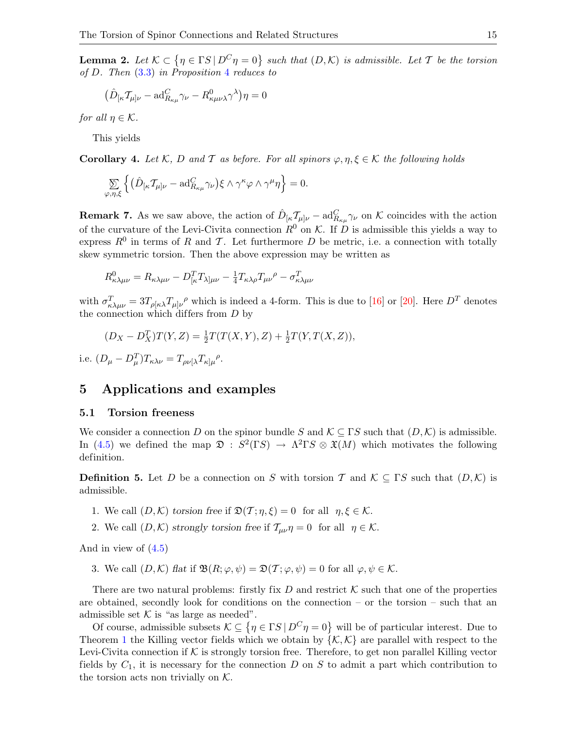**Lemma 2.** *Let $\mathcal{K} \subset \{\eta \in \Gamma S \,|\, D^C\eta = 0\}$ such that $(D, \mathcal{K})$ is admissible. Let $\mathcal{T}$ be the torsion of $D$. Then (3.3) in Proposition 4 reduces to*

$$\big(\hat{D}_{[\kappa}\mathcal{T}_{\mu]\nu} - \mathrm{ad}^C_{R_{\kappa\mu}}\gamma_\nu - R^0_{\kappa\mu\nu\lambda}\gamma^\lambda\big)\eta = 0$$

*for all $\eta \in \mathcal{K}$.*

This yields

**Corollary 4.** *Let $\mathcal{K}$, $D$ and $\mathcal{T}$ as before. For all spinors $\varphi, \eta, \xi \in \mathcal{K}$ the following holds*

$$\underset{\varphi,\eta,\xi}{\mathfrak{S}}\Big\{\big(\hat{D}_{[\kappa}\mathcal{T}_{\mu]\nu} - \mathrm{ad}^C_{R_{\kappa\mu}}\gamma_\nu\big)\xi \wedge \gamma^\kappa\varphi \wedge \gamma^\mu\eta\Big\} = 0.$$

**Remark 7.** As we saw above, the action of $\hat{D}_{[\kappa}\mathcal{T}_{\mu]\nu} - \mathrm{ad}^C_{R_{\kappa\mu}}\gamma_\nu$ on $\mathcal{K}$ coincides with the action of the curvature of the Levi-Civita connection $R^0$ on $\mathcal{K}$. If $D$ is admissible this yields a way to express $R^0$ in terms of $R$ and $\mathcal{T}$. Let furthermore $D$ be metric, i.e. a connection with totally skew symmetric torsion. Then the above expression may be written as

$$R^0_{\kappa\lambda\mu\nu} = R_{\kappa\lambda\mu\nu} - D^T_{[\kappa}T_{\lambda]\mu\nu} - \tfrac{1}{4}T_{\kappa\lambda\rho}T_{\mu\nu}{}^\rho - \sigma^T_{\kappa\lambda\mu\nu}$$

with $\sigma^T_{\kappa\lambda\mu\nu} = 3T_{\rho[\kappa\lambda}T_{\mu]\nu}{}^\rho$ which is indeed a 4-form. This is due to [16] or [20]. Here $D^T$ denotes the connection which differs from $D$ by

$$(D_X - D^T_X)T(Y,Z) = \tfrac{1}{2}T(T(X,Y),Z) + \tfrac{1}{2}T(Y,T(X,Z)),$$

i.e. $(D_\mu - D^T_\mu)T_{\kappa\lambda\nu} = T_{\rho\nu[\lambda}T_{\kappa]\mu}{}^\rho$.

## 5 Applications and examples

### 5.1 Torsion freeness

We consider a connection $D$ on the spinor bundle $S$ and $\mathcal{K} \subseteq \Gamma S$ such that $(D, \mathcal{K})$ is admissible. In (4.5) we defined the map $\mathfrak{D} : S^2(\Gamma S) \to \Lambda^2\Gamma S \otimes \mathfrak{X}(M)$ which motivates the following definition.

**Definition 5.** Let $D$ be a connection on $S$ with torsion $\mathcal{T}$ and $\mathcal{K} \subseteq \Gamma S$ such that $(D, \mathcal{K})$ is admissible.

1. We call $(D, \mathcal{K})$ *torsion free* if $\mathfrak{D}(\mathcal{T}; \eta, \xi) = 0$ for all $\eta, \xi \in \mathcal{K}$.
2. We call $(D, \mathcal{K})$ *strongly torsion free* if $\mathcal{T}_{\mu\nu}\eta = 0$ for all $\eta \in \mathcal{K}$.

And in view of (4.5)

3. We call $(D, \mathcal{K})$ *flat* if $\mathfrak{B}(R; \varphi, \psi) = \mathfrak{D}(\mathcal{T}; \varphi, \psi) = 0$ for all $\varphi, \psi \in \mathcal{K}$.

There are two natural problems: firstly fix $D$ and restrict $\mathcal{K}$ such that one of the properties are obtained, secondly look for conditions on the connection – or the torsion – such that an admissible set $\mathcal{K}$ is "as large as needed".

Of course, admissible subsets $\mathcal{K} \subseteq \{\eta \in \Gamma S \,|\, D^C\eta = 0\}$ will be of particular interest. Due to Theorem 1 the Killing vector fields which we obtain by $\{\mathcal{K}, \mathcal{K}\}$ are parallel with respect to the Levi-Civita connection if $\mathcal{K}$ is strongly torsion free. Therefore, to get non parallel Killing vector fields by $C_1$, it is necessary for the connection $D$ on $S$ to admit a part which contribution to the torsion acts non trivially on $\mathcal{K}$.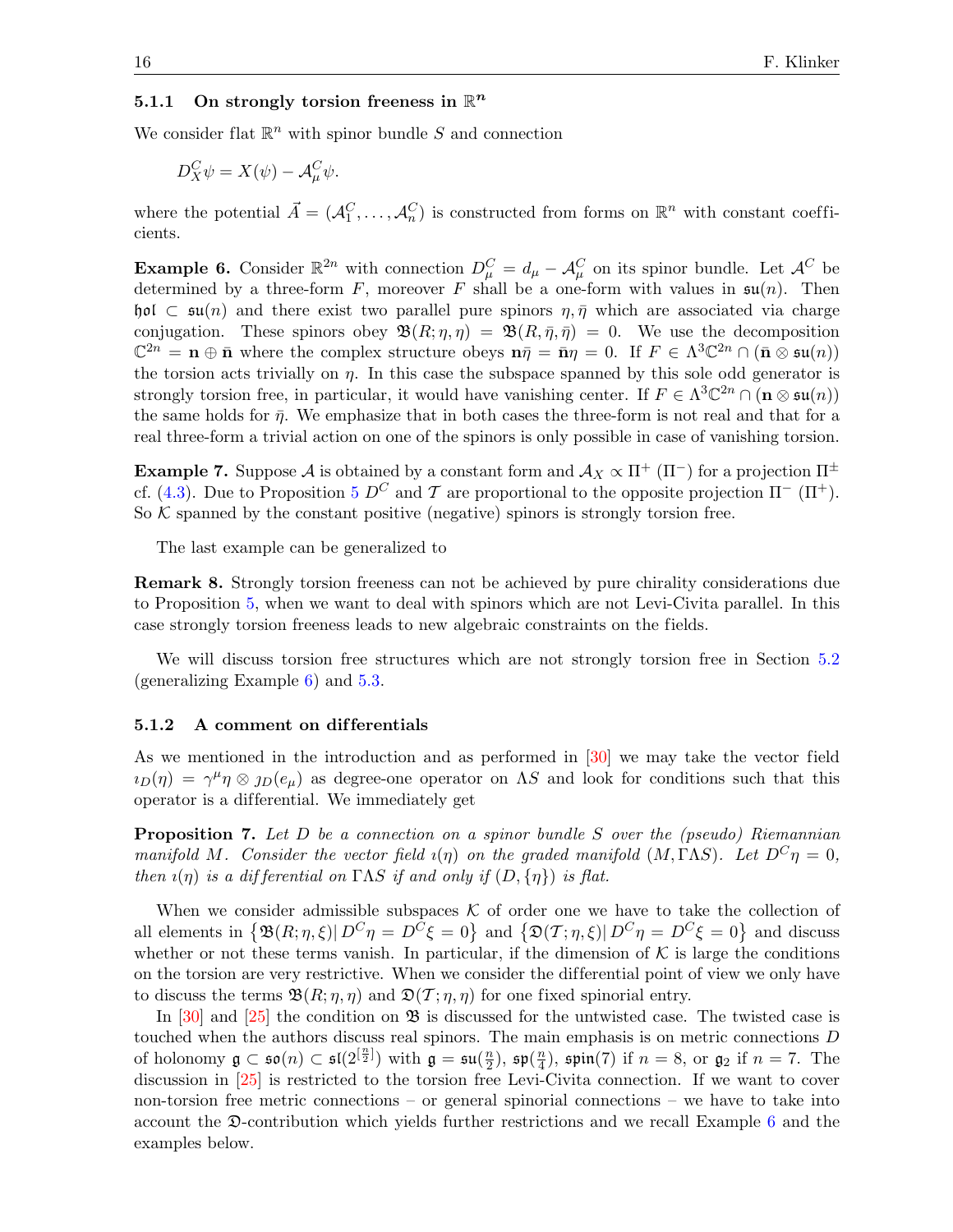### 5.1.1 On strongly torsion freeness in $\mathbb{R}^n$

We consider flat $\mathbb{R}^n$ with spinor bundle $S$ and connection

$$D^C_X\psi = X(\psi) - \mathcal{A}^C_\mu\psi.$$

where the potential $\vec{A} = (\mathcal{A}^C_1, \ldots, \mathcal{A}^C_n)$ is constructed from forms on $\mathbb{R}^n$ with constant coefficients.

**Example 6.** Consider $\mathbb{R}^{2n}$ with connection $D^C_\mu = d_\mu - \mathcal{A}^C_\mu$ on its spinor bundle. Let $\mathcal{A}^C$ be determined by a three-form $F$, moreover $F$ shall be a one-form with values in $\mathfrak{su}(n)$. Then $\mathfrak{hol} \subset \mathfrak{su}(n)$ and there exist two parallel pure spinors $\eta, \bar\eta$ which are associated via charge conjugation. These spinors obey $\mathfrak{B}(R;\eta,\eta) = \mathfrak{B}(R,\bar\eta,\bar\eta) = 0$. We use the decomposition $\mathbb{C}^{2n} = \mathbf{n} \oplus \bar{\mathbf{n}}$ where the complex structure obeys $\mathbf{n}\bar\eta = \bar{\mathbf{n}}\eta = 0$. If $F \in \Lambda^3\mathbb{C}^{2n} \cap (\bar{\mathbf{n}} \otimes \mathfrak{su}(n))$ the torsion acts trivially on $\eta$. In this case the subspace spanned by this sole odd generator is strongly torsion free, in particular, it would have vanishing center. If $F \in \Lambda^3\mathbb{C}^{2n} \cap (\mathbf{n} \otimes \mathfrak{su}(n))$ the same holds for $\bar\eta$. We emphasize that in both cases the three-form is not real and that for a real three-form a trivial action on one of the spinors is only possible in case of vanishing torsion.

**Example 7.** Suppose $\mathcal{A}$ is obtained by a constant form and $\mathcal{A}_X \propto \Pi^+$ ($\Pi^-$) for a projection $\Pi^\pm$ cf. (4.3). Due to Proposition 5 $D^C$ and $\mathcal{T}$ are proportional to the opposite projection $\Pi^-$ ($\Pi^+$). So $\mathcal{K}$ spanned by the constant positive (negative) spinors is strongly torsion free.

The last example can be generalized to

**Remark 8.** Strongly torsion freeness can not be achieved by pure chirality considerations due to Proposition 5, when we want to deal with spinors which are not Levi-Civita parallel. In this case strongly torsion freeness leads to new algebraic constraints on the fields.

We will discuss torsion free structures which are not strongly torsion free in Section 5.2 (generalizing Example 6) and 5.3.

### 5.1.2 A comment on differentials

As we mentioned in the introduction and as performed in [30] we may take the vector field $\imath_D(\eta) = \gamma^\mu\eta \otimes \jmath_D(e_\mu)$ as degree-one operator on $\Lambda S$ and look for conditions such that this operator is a differential. We immediately get

**Proposition 7.** *Let $D$ be a connection on a spinor bundle $S$ over the (pseudo) Riemannian manifold $M$. Consider the vector field $\imath(\eta)$ on the graded manifold $(M, \Gamma\Lambda S)$. Let $D^C\eta = 0$, then $\imath(\eta)$ is a differential on $\Gamma\Lambda S$ if and only if $(D, \{\eta\})$ is flat.*

When we consider admissible subspaces $\mathcal{K}$ of order one we have to take the collection of all elements in $\left\{\mathfrak{B}(R;\eta,\xi) \middle| D^C\eta = D^C\xi = 0\right\}$ and $\left\{\mathfrak{D}(\mathcal{T};\eta,\xi) \middle| D^C\eta = D^C\xi = 0\right\}$ and discuss whether or not these terms vanish. In particular, if the dimension of $\mathcal{K}$ is large the conditions on the torsion are very restrictive. When we consider the differential point of view we only have to discuss the terms $\mathfrak{B}(R;\eta,\eta)$ and $\mathfrak{D}(\mathcal{T};\eta,\eta)$ for one fixed spinorial entry.

In [30] and [25] the condition on $\mathfrak{B}$ is discussed for the untwisted case. The twisted case is touched when the authors discuss real spinors. The main emphasis is on metric connections $D$ of holonomy $\mathfrak{g} \subset \mathfrak{so}(n) \subset \mathfrak{sl}(2^{[\frac{n}{2}]})$ with $\mathfrak{g} = \mathfrak{su}(\frac{n}{2})$, $\mathfrak{sp}(\frac{n}{4})$, $\mathfrak{spin}(7)$ if $n = 8$, or $\mathfrak{g}_2$ if $n = 7$. The discussion in [25] is restricted to the torsion free Levi-Civita connection. If we want to cover non-torsion free metric connections – or general spinorial connections – we have to take into account the $\mathfrak{D}$-contribution which yields further restrictions and we recall Example 6 and the examples below.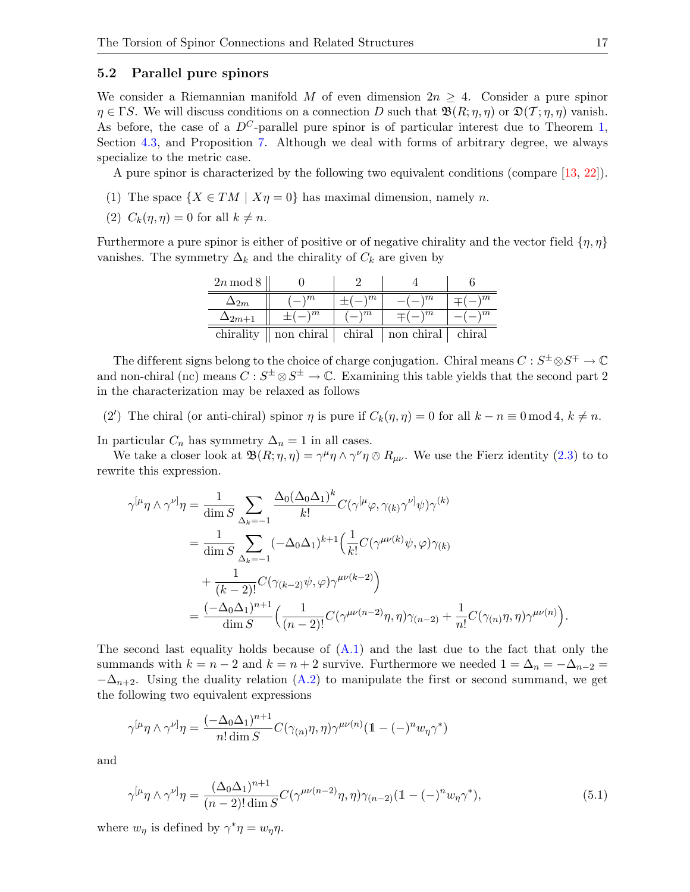### 5.2 Parallel pure spinors

We consider a Riemannian manifold $M$ of even dimension $2n \geq 4$. Consider a pure spinor $\eta \in \Gamma S$. We will discuss conditions on a connection $D$ such that $\mathfrak{B}(R;\eta,\eta)$ or $\mathfrak{D}(\mathcal{T};\eta,\eta)$ vanish. As before, the case of a $D^C$-parallel pure spinor is of particular interest due to Theorem 1, Section 4.3, and Proposition 7. Although we deal with forms of arbitrary degree, we always specialize to the metric case.

A pure spinor is characterized by the following two equivalent conditions (compare [13, 22]).

(1) The space $\{X \in TM \mid X\eta = 0\}$ has maximal dimension, namely $n$.

(2) $C_k(\eta,\eta) = 0$ for all $k \neq n$.

Furthermore a pure spinor is either of positive or of negative chirality and the vector field $\{\eta,\eta\}$ vanishes. The symmetry $\Delta_k$ and the chirality of $C_k$ are given by

| $2n \bmod 8$ | 0 | 2 | 4 | 6 |
|---|---|---|---|---|
| $\Delta_{2m}$ | $(-)^m$ | $\pm(-)^m$ | $-(-)^m$ | $\mp(-)^m$ |
| $\Delta_{2m+1}$ | $\pm(-)^m$ | $(-)^m$ | $\mp(-)^m$ | $-(-)^m$ |
| chirality | non chiral | chiral | non chiral | chiral |

The different signs belong to the choice of charge conjugation. Chiral means $C : S^{\pm}\otimes S^{\mp} \to \mathbb{C}$ and non-chiral (nc) means $C : S^{\pm}\otimes S^{\pm} \to \mathbb{C}$. Examining this table yields that the second part 2 in the characterization may be relaxed as follows

(2′) The chiral (or anti-chiral) spinor $\eta$ is pure if $C_k(\eta,\eta) = 0$ for all $k - n \equiv 0 \bmod 4$, $k \neq n$.

In particular $C_n$ has symmetry $\Delta_n = 1$ in all cases.

We take a closer look at $\mathfrak{B}(R;\eta,\eta) = \gamma^\mu\eta \wedge \gamma^\nu\eta \owedge R_{\mu\nu}$. We use the Fierz identity (2.3) to to rewrite this expression.

$$
\begin{aligned}
\gamma^{[\mu}\eta \wedge \gamma^{\nu]}\eta &= \frac{1}{\dim S}\sum_{\Delta_k=-1}\frac{\Delta_0(\Delta_0\Delta_1)^k}{k!}C(\gamma^{[\mu}\varphi,\gamma_{(k)}\gamma^{\nu]}\psi)\gamma^{(k)} \\
&= \frac{1}{\dim S}\sum_{\Delta_k=-1}(-\Delta_0\Delta_1)^{k+1}\Big(\frac{1}{k!}C(\gamma^{\mu\nu(k)}\psi,\varphi)\gamma_{(k)} \\
&\quad + \frac{1}{(k-2)!}C(\gamma_{(k-2)}\psi,\varphi)\gamma^{\mu\nu(k-2)}\Big) \\
&= \frac{(-\Delta_0\Delta_1)^{n+1}}{\dim S}\Big(\frac{1}{(n-2)!}C(\gamma^{\mu\nu(n-2)}\eta,\eta)\gamma_{(n-2)} + \frac{1}{n!}C(\gamma_{(n)}\eta,\eta)\gamma^{\mu\nu(n)}\Big).
\end{aligned}
$$

The second last equality holds because of (A.1) and the last due to the fact that only the summands with $k = n-2$ and $k = n+2$ survive. Furthermore we needed $1 = \Delta_n = -\Delta_{n-2} = -\Delta_{n+2}$. Using the duality relation (A.2) to manipulate the first or second summand, we get the following two equivalent expressions

$$
\gamma^{[\mu}\eta \wedge \gamma^{\nu]}\eta = \frac{(-\Delta_0\Delta_1)^{n+1}}{n!\dim S}C(\gamma_{(n)}\eta,\eta)\gamma^{\mu\nu(n)}(\mathbb{1} - (-)^n w_\eta\gamma^*)
$$

and

$$
\gamma^{[\mu}\eta \wedge \gamma^{\nu]}\eta = \frac{(\Delta_0\Delta_1)^{n+1}}{(n-2)!\dim S}C(\gamma^{\mu\nu(n-2)}\eta,\eta)\gamma_{(n-2)}(\mathbb{1} - (-)^n w_\eta\gamma^*), \tag{5.1}
$$

where $w_\eta$ is defined by $\gamma^*\eta = w_\eta\eta$.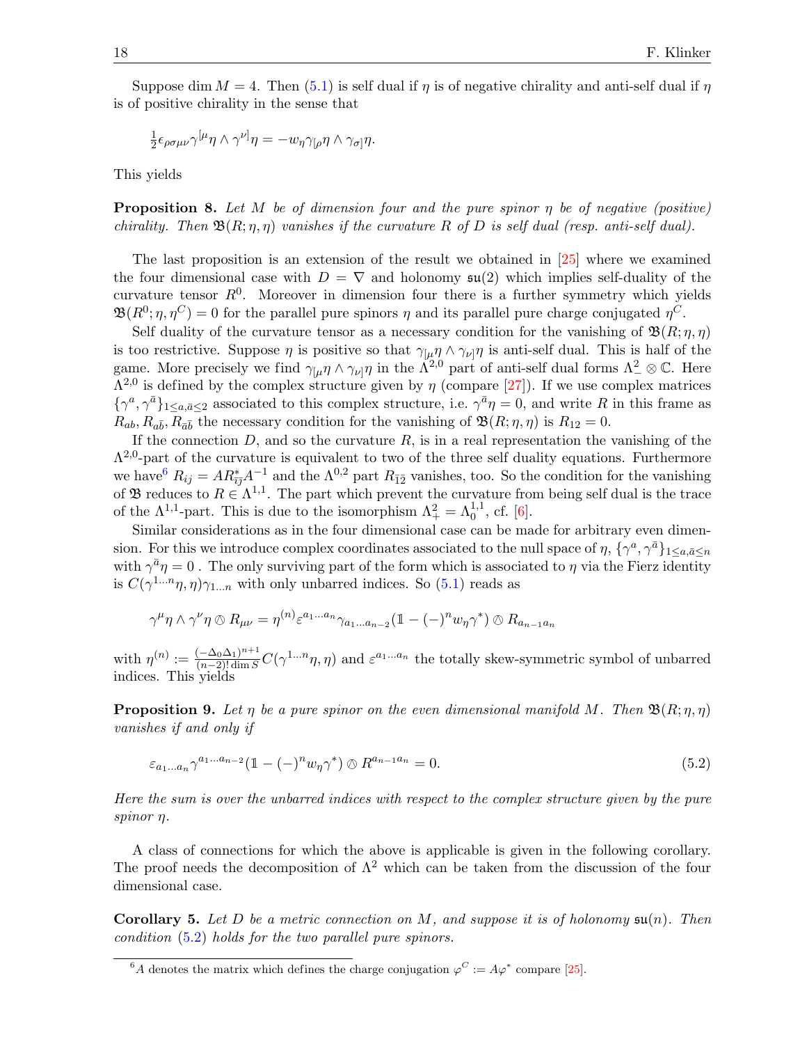Suppose $\dim M = 4$. Then (5.1) is self dual if $\eta$ is of negative chirality and anti-self dual if $\eta$ is of positive chirality in the sense that

$$\tfrac{1}{2}\epsilon_{\rho\sigma\mu\nu}\gamma^{[\mu}\eta \wedge \gamma^{\nu]}\eta = -w_\eta \gamma_{[\rho}\eta \wedge \gamma_{\sigma]}\eta.$$

This yields

**Proposition 8.** *Let $M$ be of dimension four and the pure spinor $\eta$ be of negative (positive) chirality. Then $\mathfrak{B}(R;\eta,\eta)$ vanishes if the curvature $R$ of $D$ is self dual (resp. anti-self dual).*

The last proposition is an extension of the result we obtained in [25] where we examined the four dimensional case with $D = \nabla$ and holonomy $\mathfrak{su}(2)$ which implies self-duality of the curvature tensor $R^0$. Moreover in dimension four there is a further symmetry which yields $\mathfrak{B}(R^0;\eta,\eta^C) = 0$ for the parallel pure spinors $\eta$ and its parallel pure charge conjugated $\eta^C$.

Self duality of the curvature tensor as a necessary condition for the vanishing of $\mathfrak{B}(R;\eta,\eta)$ is too restrictive. Suppose $\eta$ is positive so that $\gamma_{[\mu}\eta \wedge \gamma_{\nu]}\eta$ is anti-self dual. This is half of the game. More precisely we find $\gamma_{[\mu}\eta \wedge \gamma_{\nu]}\eta$ in the $\Lambda^{2,0}$ part of anti-self dual forms $\Lambda^2_- \otimes \mathbb{C}$. Here $\Lambda^{2,0}$ is defined by the complex structure given by $\eta$ (compare [27]). If we use complex matrices $\{\gamma^a, \gamma^{\bar{a}}\}_{1\le a,\bar{a}\le 2}$ associated to this complex structure, i.e. $\gamma^{\bar{a}}\eta = 0$, and write $R$ in this frame as $R_{ab}, R_{a\bar{b}}, R_{\bar{a}\bar{b}}$ the necessary condition for the vanishing of $\mathfrak{B}(R;\eta,\eta)$ is $R_{12} = 0$.

If the connection $D$, and so the curvature $R$, is in a real representation the vanishing of the $\Lambda^{2,0}$-part of the curvature is equivalent to two of the three self duality equations. Furthermore we have[6] $R_{ij} = A R^*_{\bar{i}\bar{j}} A^{-1}$ and the $\Lambda^{0,2}$ part $R_{\bar{1}\bar{2}}$ vanishes, too. So the condition for the vanishing of $\mathfrak{B}$ reduces to $R \in \Lambda^{1,1}$. The part which prevent the curvature from being self dual is the trace of the $\Lambda^{1,1}$-part. This is due to the isomorphism $\Lambda^2_+ = \Lambda^{1,1}_0$, cf. [6].

Similar considerations as in the four dimensional case can be made for arbitrary even dimension. For this we introduce complex coordinates associated to the null space of $\eta$, $\{\gamma^a, \gamma^{\bar{a}}\}_{1\le a,\bar{a}\le n}$ with $\gamma^{\bar{a}}\eta = 0$ . The only surviving part of the form which is associated to $\eta$ via the Fierz identity is $C(\gamma^{1\dots n}\eta,\eta)\gamma_{1\dots n}$ with only unbarred indices. So (5.1) reads as

$$\gamma^\mu\eta \wedge \gamma^\nu\eta \owedge R_{\mu\nu} = \eta^{(n)}\varepsilon^{a_1\dots a_n}\gamma_{a_1\dots a_{n-2}}(\mathbb{1} - (-)^n w_\eta \gamma^*) \owedge R_{a_{n-1}a_n}$$

with $\eta^{(n)} := \frac{(-\Delta_0\Delta_1)^{n+1}}{(n-2)!\dim S} C(\gamma^{1\dots n}\eta,\eta)$ and $\varepsilon^{a_1\dots a_n}$ the totally skew-symmetric symbol of unbarred indices. This yields

**Proposition 9.** *Let $\eta$ be a pure spinor on the even dimensional manifold $M$. Then $\mathfrak{B}(R;\eta,\eta)$ vanishes if and only if*

$$\varepsilon_{a_1\dots a_n}\gamma^{a_1\dots a_{n-2}}(\mathbb{1} - (-)^n w_\eta \gamma^*) \owedge R^{a_{n-1}a_n} = 0. \tag{5.2}$$

*Here the sum is over the unbarred indices with respect to the complex structure given by the pure spinor $\eta$.*

A class of connections for which the above is applicable is given in the following corollary. The proof needs the decomposition of $\Lambda^2$ which can be taken from the discussion of the four dimensional case.

**Corollary 5.** *Let $D$ be a metric connection on $M$, and suppose it is of holonomy $\mathfrak{su}(n)$. Then condition (5.2) holds for the two parallel pure spinors.*

---

[6] $A$ denotes the matrix which defines the charge conjugation $\varphi^C := A\varphi^*$ compare [25].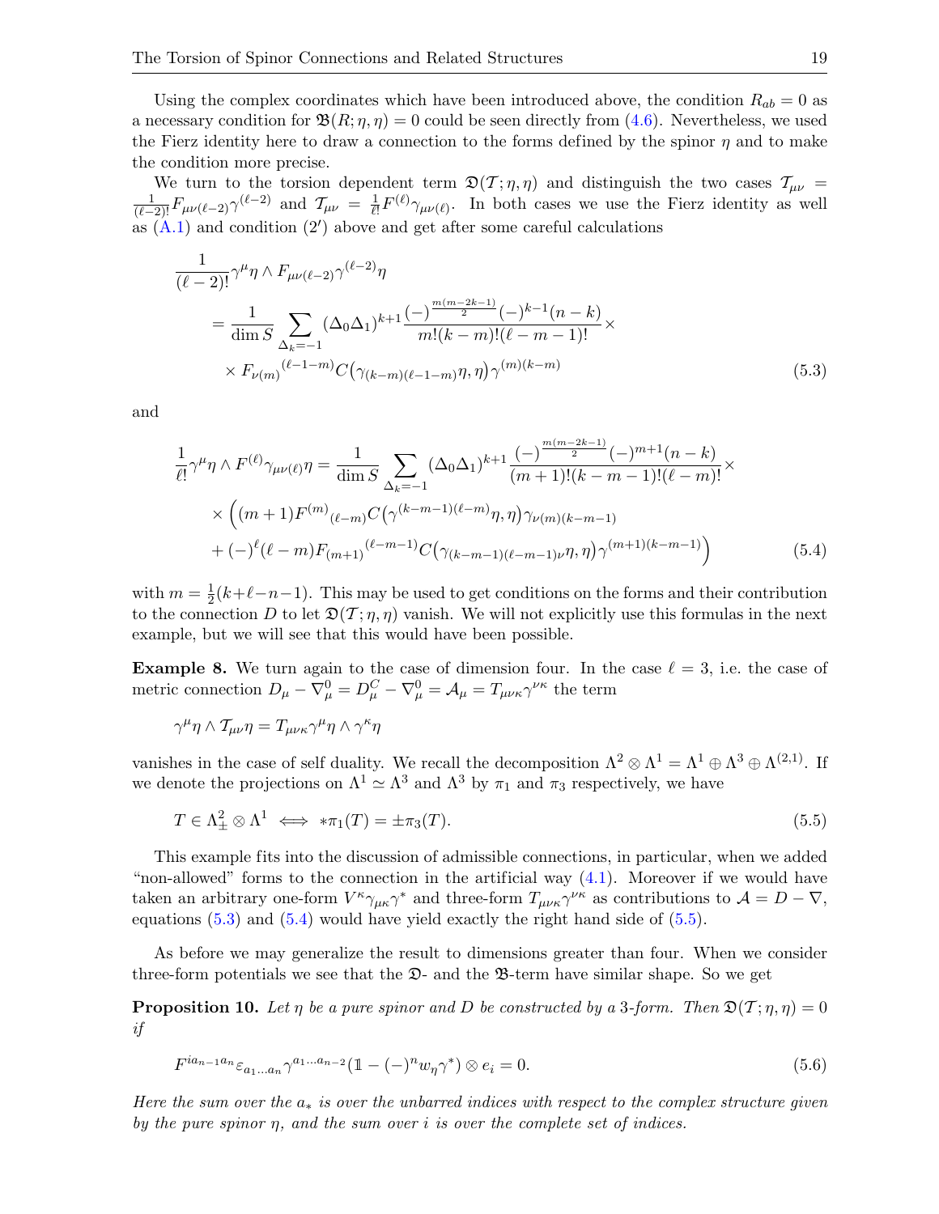Using the complex coordinates which have been introduced above, the condition $R_{ab} = 0$ as a necessary condition for $\mathfrak{B}(R;\eta,\eta) = 0$ could be seen directly from (4.6). Nevertheless, we used the Fierz identity here to draw a connection to the forms defined by the spinor $\eta$ and to make the condition more precise.

We turn to the torsion dependent term $\mathfrak{D}(\mathcal{T};\eta,\eta)$ and distinguish the two cases $\mathcal{T}_{\mu\nu} = \frac{1}{(\ell-2)!}F_{\mu\nu(\ell-2)}\gamma^{(\ell-2)}$ and $\mathcal{T}_{\mu\nu} = \frac{1}{\ell!}F^{(\ell)}\gamma_{\mu\nu(\ell)}$. In both cases we use the Fierz identity as well as (A.1) and condition (2′) above and get after some careful calculations

$$
\begin{aligned}
&\frac{1}{(\ell-2)!}\gamma^{\mu}\eta \wedge F_{\mu\nu(\ell-2)}\gamma^{(\ell-2)}\eta \\
&\quad = \frac{1}{\dim S}\sum_{\Delta_k=-1}(\Delta_0\Delta_1)^{k+1}\frac{(-)^{\frac{m(m-2k-1)}{2}}(-)^{k-1}(n-k)}{m!(k-m)!(\ell-m-1)!}\times \\
&\quad\quad \times F_{\nu(m)}{}^{(\ell-1-m)}C\big(\gamma_{(k-m)(\ell-1-m)}\eta,\eta\big)\gamma^{(m)(k-m)}
\end{aligned}
\tag{5.3}
$$

and

$$
\begin{aligned}
\frac{1}{\ell!}\gamma^{\mu}\eta\wedge F^{(\ell)}\gamma_{\mu\nu(\ell)}\eta &= \frac{1}{\dim S}\sum_{\Delta_k=-1}(\Delta_0\Delta_1)^{k+1}\frac{(-)^{\frac{m(m-2k-1)}{2}}(-)^{m+1}(n-k)}{(m+1)!(k-m-1)!(\ell-m)!}\times \\
&\quad\times\Big((m+1)F^{(m)}{}_{(\ell-m)}C\big(\gamma^{(k-m-1)(\ell-m)}\eta,\eta\big)\gamma_{\nu(m)(k-m-1)} \\
&\quad + (-)^{\ell}(\ell-m)F_{(m+1)}{}^{(\ell-m-1)}C\big(\gamma_{(k-m-1)(\ell-m-1)\nu}\eta,\eta\big)\gamma^{(m+1)(k-m-1)}\Big)
\end{aligned}
\tag{5.4}
$$

with $m = \frac{1}{2}(k+\ell-n-1)$. This may be used to get conditions on the forms and their contribution to the connection $D$ to let $\mathfrak{D}(\mathcal{T};\eta,\eta)$ vanish. We will not explicitly use this formulas in the next example, but we will see that this would have been possible.

**Example 8.** We turn again to the case of dimension four. In the case $\ell = 3$, i.e. the case of metric connection $D_\mu - \nabla^0_\mu = D^C_\mu - \nabla^0_\mu = \mathcal{A}_\mu = T_{\mu\nu\kappa}\gamma^{\nu\kappa}$ the term

$$
\gamma^{\mu}\eta\wedge\mathcal{T}_{\mu\nu}\eta = T_{\mu\nu\kappa}\gamma^{\mu}\eta\wedge\gamma^{\kappa}\eta
$$

vanishes in the case of self duality. We recall the decomposition $\Lambda^2\otimes\Lambda^1 = \Lambda^1\oplus\Lambda^3\oplus\Lambda^{(2,1)}$. If we denote the projections on $\Lambda^1\simeq\Lambda^3$ and $\Lambda^3$ by $\pi_1$ and $\pi_3$ respectively, we have

$$
T\in\Lambda^2_{\pm}\otimes\Lambda^1 \iff *\pi_1(T) = \pm\pi_3(T).
\tag{5.5}
$$

This example fits into the discussion of admissible connections, in particular, when we added "non-allowed" forms to the connection in the artificial way (4.1). Moreover if we would have taken an arbitrary one-form $V^{\kappa}\gamma_{\mu\kappa}\gamma^*$ and three-form $T_{\mu\nu\kappa}\gamma^{\nu\kappa}$ as contributions to $\mathcal{A} = D - \nabla$, equations (5.3) and (5.4) would have yield exactly the right hand side of (5.5).

As before we may generalize the result to dimensions greater than four. When we consider three-form potentials we see that the $\mathfrak{D}$- and the $\mathfrak{B}$-term have similar shape. So we get

**Proposition 10.** *Let $\eta$ be a pure spinor and $D$ be constructed by a 3-form. Then $\mathfrak{D}(\mathcal{T};\eta,\eta) = 0$ if*

$$
F^{ia_{n-1}a_n}\varepsilon_{a_1\ldots a_n}\gamma^{a_1\ldots a_{n-2}}(\mathbb{1} - (-)^n w_\eta\gamma^*)\otimes e_i = 0.
\tag{5.6}
$$

*Here the sum over the $a_*$ is over the unbarred indices with respect to the complex structure given by the pure spinor $\eta$, and the sum over $i$ is over the complete set of indices.*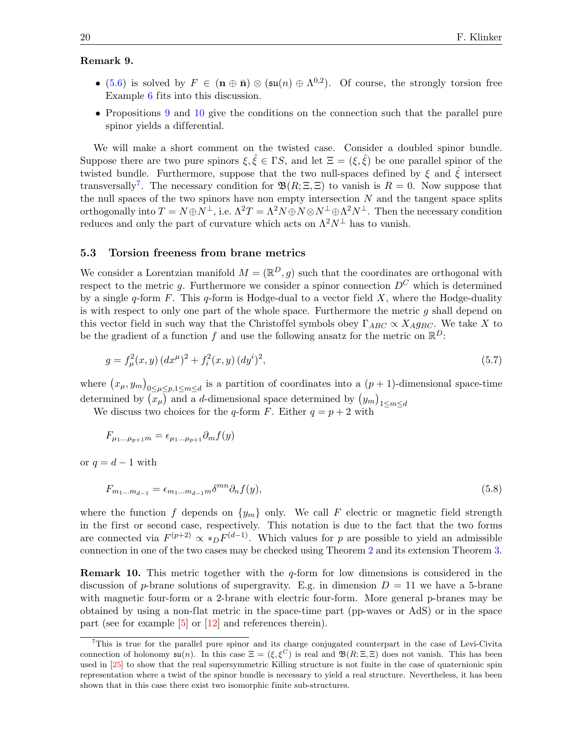**Remark 9.**

- (5.6) is solved by $F \in (\mathbf{n} \oplus \bar{\mathbf{n}}) \otimes (\mathfrak{su}(n) \oplus \Lambda^{0,2})$. Of course, the strongly torsion free Example 6 fits into this discussion.
- Propositions 9 and 10 give the conditions on the connection such that the parallel pure spinor yields a differential.

We will make a short comment on the twisted case. Consider a doubled spinor bundle. Suppose there are two pure spinors $\xi, \hat{\xi} \in \Gamma S$, and let $\Xi = (\xi, \hat{\xi})$ be one parallel spinor of the twisted bundle. Furthermore, suppose that the two null-spaces defined by $\xi$ and $\hat{\xi}$ intersect transversally[7]. The necessary condition for $\mathfrak{B}(R; \Xi, \Xi)$ to vanish is $R = 0$. Now suppose that the null spaces of the two spinors have non empty intersection $N$ and the tangent space splits orthogonally into $T = N \oplus N^\perp$, i.e. $\Lambda^2 T = \Lambda^2 N \oplus N \otimes N^\perp \oplus \Lambda^2 N^\perp$. Then the necessary condition reduces and only the part of curvature which acts on $\Lambda^2 N^\perp$ has to vanish.

## 5.3 Torsion freeness from brane metrics

We consider a Lorentzian manifold $M = (\mathbb{R}^D, g)$ such that the coordinates are orthogonal with respect to the metric $g$. Furthermore we consider a spinor connection $D^C$ which is determined by a single $q$-form $F$. This $q$-form is Hodge-dual to a vector field $X$, where the Hodge-duality is with respect to only one part of the whole space. Furthermore the metric $g$ shall depend on this vector field in such way that the Christoffel symbols obey $\Gamma_{ABC} \propto X_A g_{BC}$. We take $X$ to be the gradient of a function $f$ and use the following ansatz for the metric on $\mathbb{R}^D$:

$$g = f_\mu^2(x, y)\,(dx^\mu)^2 + f_i^2(x, y)\,(dy^i)^2, \tag{5.7}$$

where $(x_\mu, y_m)_{0 \le \mu \le p, 1 \le m \le d}$ is a partition of coordinates into a $(p+1)$-dimensional space-time determined by $(x_\mu)$ and a $d$-dimensional space determined by $(y_m)_{1 \le m \le d}$

We discuss two choices for the $q$-form $F$. Either $q = p + 2$ with

$$F_{\mu_1 \ldots \mu_{p+1} m} = \epsilon_{\mu_1 \ldots \mu_{p+1}} \partial_m f(y)$$

or $q = d - 1$ with

$$F_{m_1 \ldots m_{d-1}} = \epsilon_{m_1 \ldots m_{d-1} m} \delta^{mn} \partial_n f(y), \tag{5.8}$$

where the function $f$ depends on $\{y_m\}$ only. We call $F$ electric or magnetic field strength in the first or second case, respectively. This notation is due to the fact that the two forms are connected via $F^{(p+2)} \propto *_D F^{(d-1)}$. Which values for $p$ are possible to yield an admissible connection in one of the two cases may be checked using Theorem 2 and its extension Theorem 3.

**Remark 10.** This metric together with the $q$-form for low dimensions is considered in the discussion of $p$-brane solutions of supergravity. E.g. in dimension $D = 11$ we have a 5-brane with magnetic four-form or a 2-brane with electric four-form. More general p-branes may be obtained by using a non-flat metric in the space-time part (pp-waves or AdS) or in the space part (see for example [5] or [12] and references therein).

---

[7] This is true for the parallel pure spinor and its charge conjugated counterpart in the case of Levi-Civita connection of holonomy $\mathfrak{su}(n)$. In this case $\Xi = (\xi, \xi^C)$ is real and $\mathfrak{B}(R; \Xi, \Xi)$ does not vanish. This has been used in [25] to show that the real supersymmetric Killing structure is not finite in the case of quaternionic spin representation where a twist of the spinor bundle is necessary to yield a real structure. Nevertheless, it has been shown that in this case there exist two isomorphic finite sub-structures.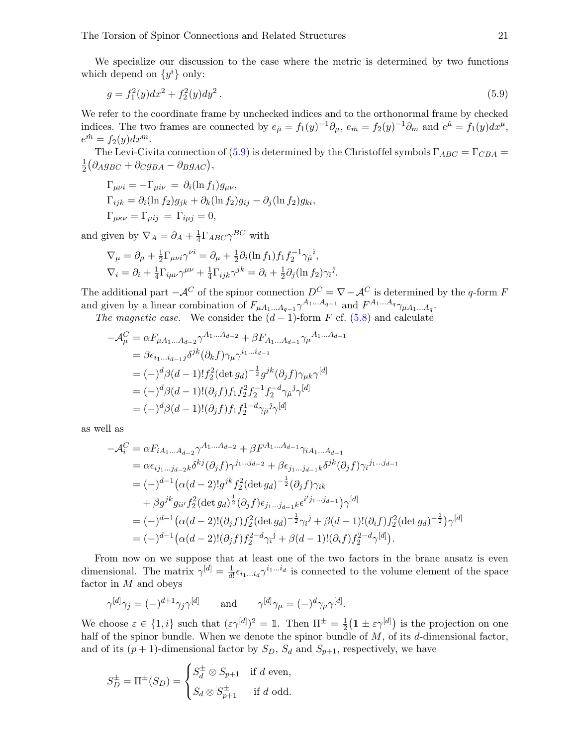We specialize our discussion to the case where the metric is determined by two functions which depend on $\{y^i\}$ only:

$$g = f_1^2(y)dx^2 + f_2^2(y)dy^2 \,. \tag{5.9}$$

We refer to the coordinate frame by unchecked indices and to the orthonormal frame by checked indices. The two frames are connected by $e_{\check\mu} = f_1(y)^{-1}\partial_\mu$, $e_{\check m} = f_2(y)^{-1}\partial_m$ and $e^{\check\mu} = f_1(y)dx^\mu$, $e^{\check m} = f_2(y)dx^m$.

The Levi-Civita connection of (5.9) is determined by the Christoffel symbols $\Gamma_{ABC} = \Gamma_{CBA} = \frac{1}{2}\big(\partial_A g_{BC} + \partial_C g_{BA} - \partial_B g_{AC}\big)$,

$$\begin{aligned}
&\Gamma_{\mu\nu i} = -\Gamma_{\mu i\nu} \;=\; \partial_i(\ln f_1)g_{\mu\nu},\\
&\Gamma_{ijk} = \partial_i(\ln f_2)g_{jk} + \partial_k(\ln f_2)g_{ij} - \partial_j(\ln f_2)g_{ki},\\
&\Gamma_{\mu\kappa\nu} = \Gamma_{\mu ij} \;=\; \Gamma_{i\mu j} = 0,
\end{aligned}$$

and given by $\nabla_A = \partial_A + \frac{1}{4}\Gamma_{ABC}\gamma^{BC}$ with

$$\begin{aligned}
&\nabla_\mu = \partial_\mu + \tfrac{1}{2}\Gamma_{\mu\nu i}\gamma^{\nu i} = \partial_\mu + \tfrac{1}{2}\partial_i(\ln f_1)f_1 f_2^{-1}\gamma_{\check\mu}{}^{\check\imath},\\
&\nabla_i = \partial_i + \tfrac{1}{4}\Gamma_{i\mu\nu}\gamma^{\mu\nu} + \tfrac{1}{4}\Gamma_{ijk}\gamma^{jk} = \partial_i + \tfrac{1}{2}\partial_j(\ln f_2)\gamma_{\check\imath}{}^{\check\jmath}.
\end{aligned}$$

The additional part $-\mathcal{A}^C$ of the spinor connection $D^C = \nabla - \mathcal{A}^C$ is determined by the $q$-form $F$ and given by a linear combination of $F_{\mu A_1\ldots A_{q-1}}\gamma^{A_1\ldots A_{q-1}}$ and $F^{A_1\ldots A_q}\gamma_{\mu A_1\ldots A_q}$.

*The magnetic case.* We consider the $(d-1)$-form $F$ cf. (5.8) and calculate

$$\begin{aligned}
-\mathcal{A}^C_\mu &= \alpha F_{\mu A_1\ldots A_{d-2}}\gamma^{A_1\ldots A_{d-2}} + \beta F_{A_1\ldots A_{d-1}}\gamma_\mu{}^{A_1\ldots A_{d-1}}\\
&= \beta\epsilon_{i_1\ldots i_{d-1}j}\delta^{jk}(\partial_k f)\gamma_\mu\gamma^{i_1\ldots i_{d-1}}\\
&= (-)^d\beta(d-1)!f_2^2(\det g_d)^{-\frac{1}{2}}g^{jk}(\partial_j f)\gamma_{\mu k}\gamma^{[d]}\\
&= (-)^d\beta(d-1)!(\partial_j f)f_1 f_2^2 f_2^{-1}f_2^{-d}\gamma_{\check\mu}{}^{\check\jmath}\gamma^{[d]}\\
&= (-)^d\beta(d-1)!(\partial_j f)f_1 f_2^{1-d}\gamma_{\check\mu}{}^{\check\jmath}\gamma^{[d]}
\end{aligned}$$

as well as

$$\begin{aligned}
-\mathcal{A}^C_i &= \alpha F_{iA_1\ldots A_{d-2}}\gamma^{A_1\ldots A_{d-2}} + \beta F^{A_1\ldots A_{d-1}}\gamma_{iA_1\ldots A_{d-1}}\\
&= \alpha\epsilon_{ij_1\ldots j_{d-2}k}\delta^{kj}(\partial_j f)\gamma^{j_1\ldots j_{d-2}} + \beta\epsilon_{j_1\ldots j_{d-1}k}\delta^{jk}(\partial_j f)\gamma_i{}^{j_1\ldots j_{d-1}}\\
&= (-)^{d-1}\big(\alpha(d-2)!g^{jk}f_2^2(\det g_d)^{-\frac{1}{2}}(\partial_j f)\gamma_{ik}\\
&\quad + \beta g^{jk}g_{ii'}f_2^2(\det g_d)^{\frac{1}{2}}(\partial_j f)\epsilon_{j_1\ldots j_{d-1}k}\epsilon^{i'j_1\ldots j_{d-1}}\big)\gamma^{[d]}\\
&= (-)^{d-1}\big(\alpha(d-2)!(\partial_j f)f_2^2(\det g_d)^{-\frac{1}{2}}\gamma_{\check\imath}{}^{\check\jmath} + \beta(d-1)!(\partial_i f)f_2^2(\det g_d)^{-\frac{1}{2}}\big)\gamma^{[d]}\\
&= (-)^{d-1}\big(\alpha(d-2)!(\partial_j f)f_2^{2-d}\gamma_{\check\imath}{}^{\check\jmath} + \beta(d-1)!(\partial_i f)f_2^{2-d}\gamma^{[d]}\big).
\end{aligned}$$

From now on we suppose that at least one of the two factors in the brane ansatz is even dimensional. The matrix $\gamma^{[d]} = \frac{1}{d!}\epsilon_{i_1\ldots i_d}\gamma^{i_1\ldots i_d}$ is connected to the volume element of the space factor in $M$ and obeys

$$\gamma^{[d]}\gamma_j = (-)^{d+1}\gamma_j\gamma^{[d]} \qquad \text{and} \qquad \gamma^{[d]}\gamma_\mu = (-)^d\gamma_\mu\gamma^{[d]}.$$

We choose $\varepsilon \in \{1, i\}$ such that $(\varepsilon\gamma^{[d]})^2 = \mathbb{1}$. Then $\Pi^\pm = \frac{1}{2}\big(\mathbb{1} \pm \varepsilon\gamma^{[d]}\big)$ is the projection on one half of the spinor bundle. When we denote the spinor bundle of $M$, of its $d$-dimensional factor, and of its $(p+1)$-dimensional factor by $S_D$, $S_d$ and $S_{p+1}$, respectively, we have

$$S_D^\pm = \Pi^\pm(S_D) = \begin{cases} S_d^\pm \otimes S_{p+1} & \text{if } d \text{ even,}\\ S_d \otimes S_{p+1}^\pm & \text{if } d \text{ odd.}\end{cases}$$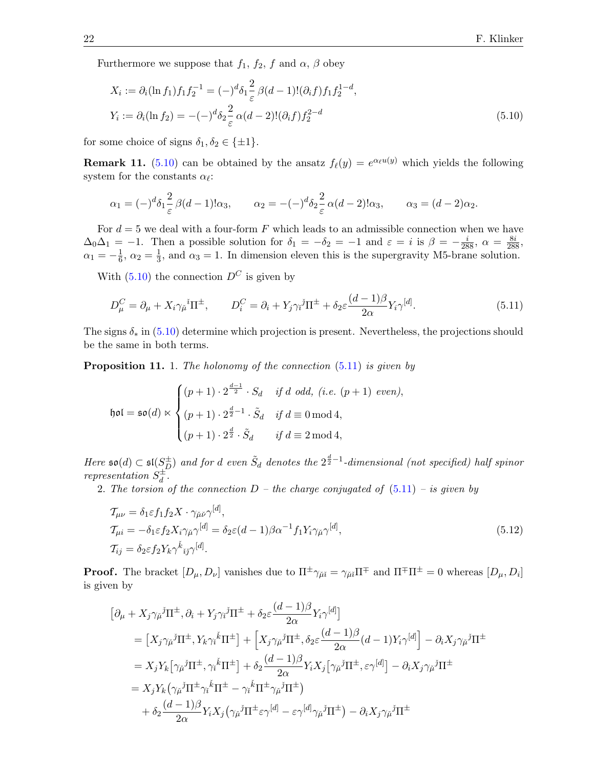Furthermore we suppose that $f_1$, $f_2$, $f$ and $\alpha$, $\beta$ obey

$$
\begin{aligned}
X_i &:= \partial_i(\ln f_1) f_1 f_2^{-1} = (-)^d \delta_1 \frac{2}{\varepsilon}\,\beta(d-1)!(\partial_i f) f_1 f_2^{1-d},\\
Y_i &:= \partial_i(\ln f_2) = -(-)^d \delta_2 \frac{2}{\varepsilon}\,\alpha(d-2)!(\partial_i f) f_2^{2-d}
\end{aligned}
\tag{5.10}
$$

for some choice of signs $\delta_1, \delta_2 \in \{\pm 1\}$.

**Remark 11.** (5.10) can be obtained by the ansatz $f_\ell(y) = e^{\alpha_\ell u(y)}$ which yields the following system for the constants $\alpha_\ell$:

$$
\alpha_1 = (-)^d \delta_1 \frac{2}{\varepsilon}\,\beta(d-1)!\alpha_3, \qquad \alpha_2 = -(-)^d \delta_2 \frac{2}{\varepsilon}\,\alpha(d-2)!\alpha_3, \qquad \alpha_3 = (d-2)\alpha_2.
$$

For $d=5$ we deal with a four-form $F$ which leads to an admissible connection when we have $\Delta_0\Delta_1 = -1$. Then a possible solution for $\delta_1 = -\delta_2 = -1$ and $\varepsilon = i$ is $\beta = -\frac{i}{288}$, $\alpha = \frac{8i}{288}$, $\alpha_1 = -\frac{1}{6}$, $\alpha_2 = \frac{1}{3}$, and $\alpha_3 = 1$. In dimension eleven this is the supergravity M5-brane solution.

With (5.10) the connection $D^C$ is given by

$$
D^C_\mu = \partial_\mu + X_i \gamma_{\check\mu}{}^{\check\imath}\Pi^\pm, \qquad D^C_i = \partial_i + Y_j\gamma_{\check\imath}{}^{\check\jmath}\Pi^\pm + \delta_2\varepsilon\frac{(d-1)\beta}{2\alpha}Y_i\gamma^{[d]}. \tag{5.11}
$$

The signs $\delta_*$ in (5.10) determine which projection is present. Nevertheless, the projections should be the same in both terms.

**Proposition 11.** 1. *The holonomy of the connection* (5.11) *is given by*

$$
\mathfrak{hol} = \mathfrak{so}(d) \ltimes \begin{cases} (p+1)\cdot 2^{\frac{d-1}{2}}\cdot S_d & \text{if } d \text{ odd, (i.e. } (p+1) \text{ even)},\\ (p+1)\cdot 2^{\frac{d}{2}-1}\cdot \tilde S_d & \text{if } d \equiv 0 \bmod 4,\\ (p+1)\cdot 2^{\frac{d}{2}}\cdot \tilde S_d & \text{if } d \equiv 2 \bmod 4, \end{cases}
$$

*Here $\mathfrak{so}(d) \subset \mathfrak{sl}(S_D^\pm)$ and for $d$ even $\tilde S_d$ denotes the $2^{\frac{d}{2}-1}$-dimensional (not specified) half spinor representation $S_d^\pm$.*

2. *The torsion of the connection $D$ – the charge conjugated of* (5.11) *– is given by*

$$
\begin{aligned}
\mathcal{T}_{\mu\nu} &= \delta_1\varepsilon f_1 f_2 X\cdot\gamma_{\check\mu\check\nu}\gamma^{[d]},\\
\mathcal{T}_{\mu i} &= -\delta_1\varepsilon f_2 X_i\gamma_{\check\mu}\gamma^{[d]} = \delta_2\varepsilon(d-1)\beta\alpha^{-1} f_1 Y_i\gamma_{\check\mu}\gamma^{[d]},\\
\mathcal{T}_{ij} &= \delta_2\varepsilon f_2 Y_k\gamma^{\check k}{}_{\check\imath\check\jmath}\gamma^{[d]}.
\end{aligned}
\tag{5.12}
$$

**Proof.** The bracket $[D_\mu, D_\nu]$ vanishes due to $\Pi^\pm\gamma_{\check\mu\check\imath} = \gamma_{\check\mu\check\imath}\Pi^\mp$ and $\Pi^\mp\Pi^\pm = 0$ whereas $[D_\mu, D_i]$ is given by

$$
\begin{aligned}
&\left[\partial_\mu + X_j\gamma_{\check\mu}{}^{\check\jmath}\Pi^\pm, \partial_i + Y_j\gamma_{\check\imath}{}^{\check\jmath}\Pi^\pm + \delta_2\varepsilon\frac{(d-1)\beta}{2\alpha}Y_i\gamma^{[d]}\right]\\
&\quad = \left[X_j\gamma_{\check\mu}{}^{\check\jmath}\Pi^\pm, Y_k\gamma_{\check\imath}{}^{\check k}\Pi^\pm\right] + \left[X_j\gamma_{\check\mu}{}^{\check\jmath}\Pi^\pm, \delta_2\varepsilon\frac{(d-1)\beta}{2\alpha}(d-1)Y_i\gamma^{[d]}\right] - \partial_i X_j\gamma_{\check\mu}{}^{\check\jmath}\Pi^\pm\\
&\quad = X_jY_k\left[\gamma_{\check\mu}{}^{\check\jmath}\Pi^\pm, \gamma_{\check\imath}{}^{\check k}\Pi^\pm\right] + \delta_2\frac{(d-1)\beta}{2\alpha}Y_iX_j\left[\gamma_{\check\mu}{}^{\check\jmath}\Pi^\pm, \varepsilon\gamma^{[d]}\right] - \partial_i X_j\gamma_{\check\mu}{}^{\check\jmath}\Pi^\pm\\
&\quad = X_jY_k\left(\gamma_{\check\mu}{}^{\check\jmath}\Pi^\pm\gamma_{\check\imath}{}^{\check k}\Pi^\pm - \gamma_{\check\imath}{}^{\check k}\Pi^\pm\gamma_{\check\mu}{}^{\check\jmath}\Pi^\pm\right)\\
&\qquad + \delta_2\frac{(d-1)\beta}{2\alpha}Y_iX_j\left(\gamma_{\check\mu}{}^{\check\jmath}\Pi^\pm\varepsilon\gamma^{[d]} - \varepsilon\gamma^{[d]}\gamma_{\check\mu}{}^{\check\jmath}\Pi^\pm\right) - \partial_i X_j\gamma_{\check\mu}{}^{\check\jmath}\Pi^\pm
\end{aligned}
$$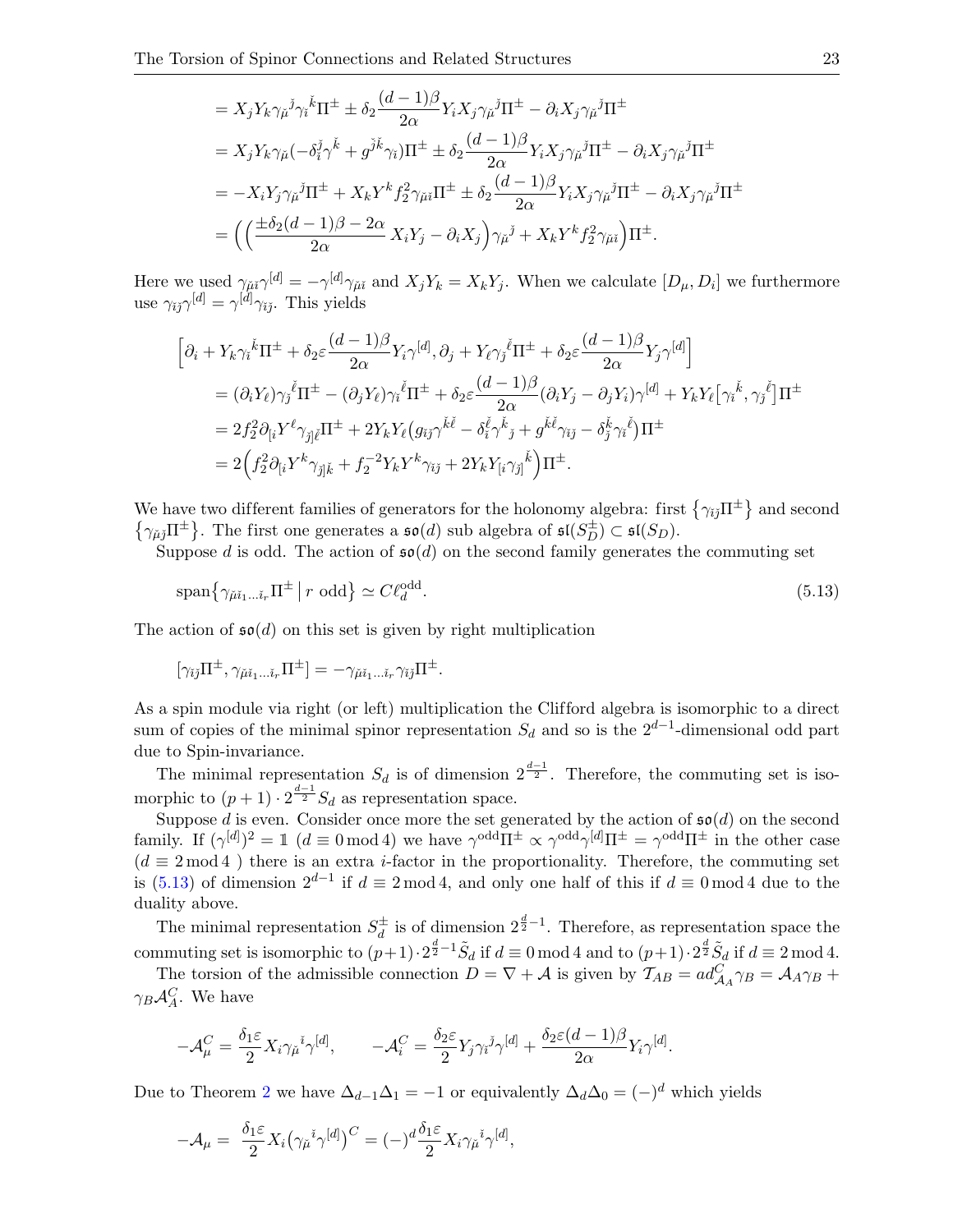$$
\begin{aligned}
&= X_j Y_k \gamma_{\check\mu}{}^{\check\jmath}\gamma_{\check\imath}{}^{\check k}\Pi^\pm \pm \delta_2 \frac{(d-1)\beta}{2\alpha} Y_i X_j \gamma_{\check\mu}{}^{\check\jmath}\Pi^\pm - \partial_i X_j \gamma_{\check\mu}{}^{\check\jmath}\Pi^\pm \\
&= X_j Y_k \gamma_{\check\mu}(-\delta_{\check\imath}^{\check\jmath}\gamma^{\check k} + g^{\check\jmath\check k}\gamma_{\check\imath})\Pi^\pm \pm \delta_2 \frac{(d-1)\beta}{2\alpha} Y_i X_j \gamma_{\check\mu}{}^{\check\jmath}\Pi^\pm - \partial_i X_j \gamma_{\check\mu}{}^{\check\jmath}\Pi^\pm \\
&= -X_i Y_j \gamma_{\check\mu}{}^{\check\jmath}\Pi^\pm + X_k Y^k f_2^2 \gamma_{\check\mu\check\imath}\Pi^\pm \pm \delta_2 \frac{(d-1)\beta}{2\alpha} Y_i X_j \gamma_{\check\mu}{}^{\check\jmath}\Pi^\pm - \partial_i X_j \gamma_{\check\mu}{}^{\check\jmath}\Pi^\pm \\
&= \Big( \Big( \frac{\pm\delta_2(d-1)\beta - 2\alpha}{2\alpha} X_i Y_j - \partial_i X_j \Big) \gamma_{\check\mu}{}^{\check\jmath} + X_k Y^k f_2^2 \gamma_{\check\mu\check\imath} \Big)\Pi^\pm .
\end{aligned}
$$

Here we used $\gamma_{\check\mu\check\imath}\gamma^{[d]} = -\gamma^{[d]}\gamma_{\check\mu\check\imath}$ and $X_j Y_k = X_k Y_j$. When we calculate $[D_\mu, D_i]$ we furthermore use $\gamma_{\check\imath\check\jmath}\gamma^{[d]} = \gamma^{[d]}\gamma_{\check\imath\check\jmath}$. This yields

$$
\begin{aligned}
&\Big[ \partial_i + Y_k \gamma_{\check\imath}{}^{\check k}\Pi^\pm + \delta_2\varepsilon \frac{(d-1)\beta}{2\alpha} Y_i \gamma^{[d]}, \partial_j + Y_\ell \gamma_{\check\jmath}{}^{\check\ell}\Pi^\pm + \delta_2\varepsilon \frac{(d-1)\beta}{2\alpha} Y_j \gamma^{[d]} \Big] \\
&= (\partial_i Y_\ell)\gamma_{\check\jmath}{}^{\check\ell}\Pi^\pm - (\partial_j Y_\ell)\gamma_{\check\imath}{}^{\check\ell}\Pi^\pm + \delta_2\varepsilon \frac{(d-1)\beta}{2\alpha}(\partial_i Y_j - \partial_j Y_i)\gamma^{[d]} + Y_k Y_\ell \big[\gamma_{\check\imath}{}^{\check k}, \gamma_{\check\jmath}{}^{\check\ell}\big]\Pi^\pm \\
&= 2 f_2^2 \partial_{[i} Y^\ell \gamma_{\check\jmath]\check\ell}\Pi^\pm + 2 Y_k Y_\ell \big( g_{\check\imath\check\jmath}\gamma^{\check k\check\ell} - \delta_{\check\imath}^{\check\ell}\gamma^{\check k}{}_{\check\jmath} + g^{\check k\check\ell}\gamma_{\check\imath\check\jmath} - \delta_{\check\jmath}^{\check k}\gamma_{\check\imath}{}^{\check\ell} \big)\Pi^\pm \\
&= 2\Big( f_2^2 \partial_{[i} Y^k \gamma_{\check\jmath]\check k} + f_2^{-2} Y_k Y^k \gamma_{\check\imath\check\jmath} + 2 Y_k Y_{[i}\gamma_{\check\jmath]}{}^{\check k} \Big)\Pi^\pm .
\end{aligned}
$$

We have two different families of generators for the holonomy algebra: first $\{\gamma_{\check\imath\check\jmath}\Pi^\pm\}$ and second $\{\gamma_{\check\mu\check\jmath}\Pi^\pm\}$. The first one generates a $\mathfrak{so}(d)$ sub algebra of $\mathfrak{sl}(S_D^\pm) \subset \mathfrak{sl}(S_D)$.

Suppose $d$ is odd. The action of $\mathfrak{so}(d)$ on the second family generates the commuting set

$$
\operatorname{span}\big\{ \gamma_{\check\mu\check\imath_1 \dots \check\imath_r}\Pi^\pm \,\big|\, r \text{ odd} \big\} \simeq C\ell_d^{\text{odd}}. \tag{5.13}
$$

The action of $\mathfrak{so}(d)$ on this set is given by right multiplication

$$
[\gamma_{\check\imath\check\jmath}\Pi^\pm, \gamma_{\check\mu\check\imath_1 \dots \check\imath_r}\Pi^\pm] = -\gamma_{\check\mu\check\imath_1 \dots \check\imath_r}\gamma_{\check\imath\check\jmath}\Pi^\pm .
$$

As a spin module via right (or left) multiplication the Clifford algebra is isomorphic to a direct sum of copies of the minimal spinor representation $S_d$ and so is the $2^{d-1}$-dimensional odd part due to Spin-invariance.

The minimal representation $S_d$ is of dimension $2^{\frac{d-1}{2}}$. Therefore, the commuting set is isomorphic to $(p+1)\cdot 2^{\frac{d-1}{2}} S_d$ as representation space.

Suppose $d$ is even. Consider once more the set generated by the action of $\mathfrak{so}(d)$ on the second family. If $(\gamma^{[d]})^2 = \mathbb{1}$ ($d \equiv 0 \bmod 4$) we have $\gamma^{\text{odd}}\Pi^\pm \propto \gamma^{\text{odd}}\gamma^{[d]}\Pi^\pm = \gamma^{\text{odd}}\Pi^\pm$ in the other case ($d \equiv 2 \bmod 4$ ) there is an extra $i$-factor in the proportionality. Therefore, the commuting set is (5.13) of dimension $2^{d-1}$ if $d \equiv 2 \bmod 4$, and only one half of this if $d \equiv 0 \bmod 4$ due to the duality above.

The minimal representation $S_d^\pm$ is of dimension $2^{\frac{d}{2}-1}$. Therefore, as representation space the commuting set is isomorphic to $(p+1)\cdot 2^{\frac{d}{2}-1}\tilde S_d$ if $d \equiv 0 \bmod 4$ and to $(p+1)\cdot 2^{\frac{d}{2}}\tilde S_d$ if $d \equiv 2 \bmod 4$.

The torsion of the admissible connection $D = \nabla + \mathcal{A}$ is given by $\mathcal{T}_{AB} = ad^C_{\mathcal{A}_A}\gamma_B = \mathcal{A}_A\gamma_B + \gamma_B \mathcal{A}_A^C$. We have

$$
-\mathcal{A}_\mu^C = \frac{\delta_1\varepsilon}{2} X_i \gamma_{\check\mu}{}^{\check\imath}\gamma^{[d]}, \qquad -\mathcal{A}_i^C = \frac{\delta_2\varepsilon}{2} Y_j \gamma_{\check\imath}{}^{\check\jmath}\gamma^{[d]} + \frac{\delta_2\varepsilon(d-1)\beta}{2\alpha} Y_i \gamma^{[d]} .
$$

Due to Theorem 2 we have $\Delta_{d-1}\Delta_1 = -1$ or equivalently $\Delta_d\Delta_0 = (-)^d$ which yields

$$
-\mathcal{A}_\mu = \frac{\delta_1\varepsilon}{2} X_i \big(\gamma_{\check\mu}{}^{\check\imath}\gamma^{[d]}\big)^C = (-)^d \frac{\delta_1\varepsilon}{2} X_i \gamma_{\check\mu}{}^{\check\imath}\gamma^{[d]},
$$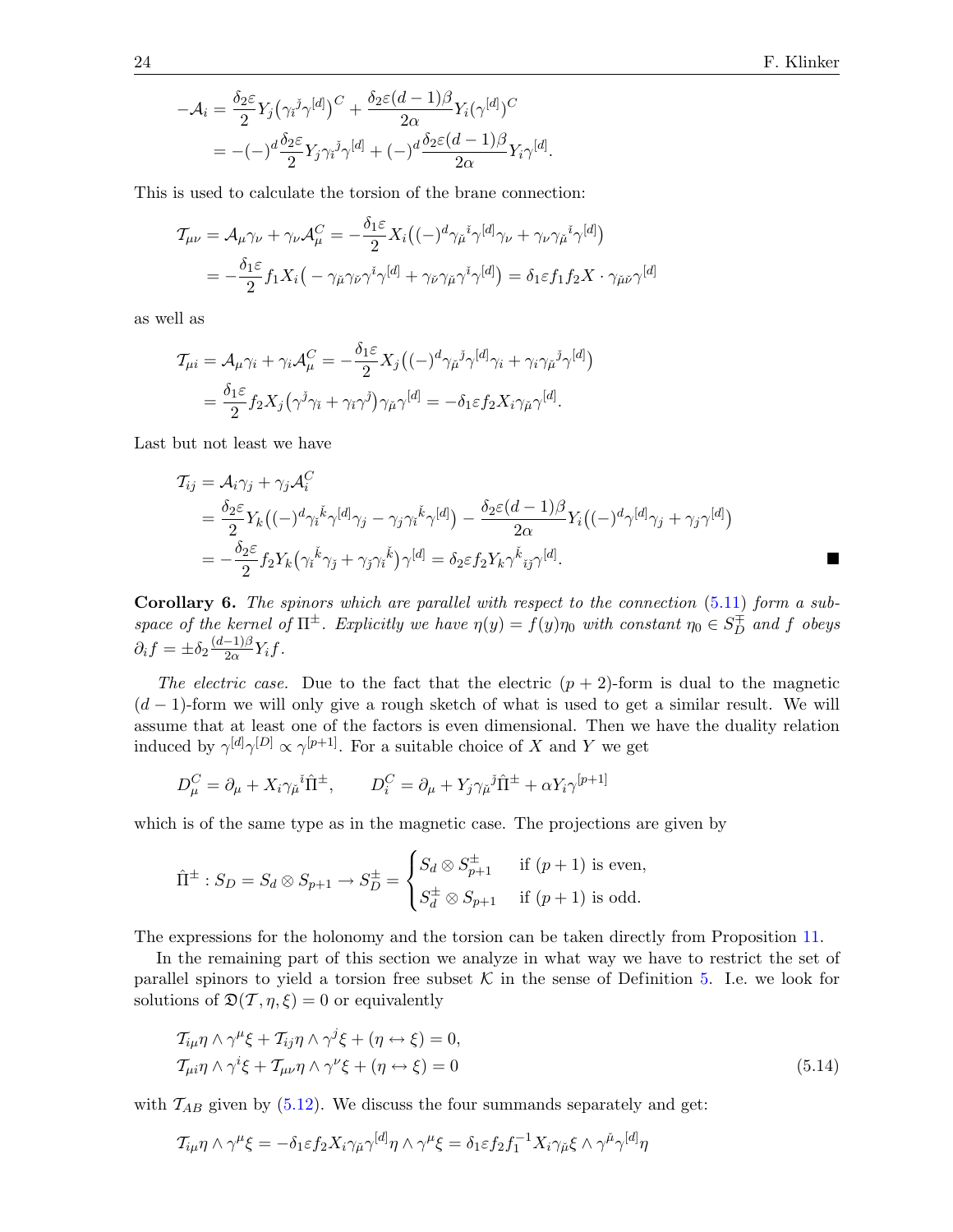$$
\begin{aligned}
-\mathcal{A}_i &= \frac{\delta_2\varepsilon}{2} Y_j \big(\gamma_{\check{i}}{}^{\check{j}} \gamma^{[d]}\big)^C + \frac{\delta_2\varepsilon(d-1)\beta}{2\alpha} Y_i \big(\gamma^{[d]}\big)^C \\
&= -(-)^d \frac{\delta_2\varepsilon}{2} Y_j \gamma_{\check{i}}{}^{\check{j}} \gamma^{[d]} + (-)^d \frac{\delta_2\varepsilon(d-1)\beta}{2\alpha} Y_i \gamma^{[d]}.
\end{aligned}
$$

This is used to calculate the torsion of the brane connection:

$$
\begin{aligned}
\mathcal{T}_{\mu\nu} &= \mathcal{A}_\mu \gamma_\nu + \gamma_\nu \mathcal{A}_\mu^C = -\frac{\delta_1\varepsilon}{2} X_i \big( (-)^d \gamma_{\check{\mu}}{}^{\check{i}} \gamma^{[d]} \gamma_\nu + \gamma_\nu \gamma_{\check{\mu}}{}^{\check{i}} \gamma^{[d]} \big) \\
&= -\frac{\delta_1\varepsilon}{2} f_1 X_i \big( -\gamma_{\check{\mu}} \gamma_{\check{\nu}} \gamma^{\check{i}} \gamma^{[d]} + \gamma_{\check{\nu}} \gamma_{\check{\mu}} \gamma^{\check{i}} \gamma^{[d]} \big) = \delta_1\varepsilon f_1 f_2 X \cdot \gamma_{\check{\mu}\check{\nu}} \gamma^{[d]}
\end{aligned}
$$

as well as

$$
\begin{aligned}
\mathcal{T}_{\mu i} &= \mathcal{A}_\mu \gamma_i + \gamma_i \mathcal{A}_\mu^C = -\frac{\delta_1\varepsilon}{2} X_j \big( (-)^d \gamma_{\check{\mu}}{}^{\check{j}} \gamma^{[d]} \gamma_i + \gamma_i \gamma_{\check{\mu}}{}^{\check{j}} \gamma^{[d]} \big) \\
&= \frac{\delta_1\varepsilon}{2} f_2 X_j \big( \gamma^{\check{j}} \gamma_i + \gamma_i \gamma^{\check{j}} \big) \gamma_{\check{\mu}} \gamma^{[d]} = -\delta_1\varepsilon f_2 X_i \gamma_{\check{\mu}} \gamma^{[d]}.
\end{aligned}
$$

Last but not least we have

$$
\begin{aligned}
\mathcal{T}_{ij} &= \mathcal{A}_i \gamma_j + \gamma_j \mathcal{A}_i^C \\
&= \frac{\delta_2\varepsilon}{2} Y_k \big( (-)^d \gamma_{\check{i}}{}^{\check{k}} \gamma^{[d]} \gamma_j - \gamma_j \gamma_{\check{i}}{}^{\check{k}} \gamma^{[d]} \big) - \frac{\delta_2\varepsilon(d-1)\beta}{2\alpha} Y_i \big( (-)^d \gamma^{[d]} \gamma_j + \gamma_j \gamma^{[d]} \big) \\
&= -\frac{\delta_2\varepsilon}{2} f_2 Y_k \big( \gamma_{\check{i}}{}^{\check{k}} \gamma_{\check{j}} + \gamma_{\check{j}} \gamma_{\check{i}}{}^{\check{k}} \big) \gamma^{[d]} = \delta_2\varepsilon f_2 Y_k \gamma^{\check{k}}{}_{ij} \gamma^{[d]}.
\end{aligned}
$$

∎

**Corollary 6.** *The spinors which are parallel with respect to the connection (5.11) form a subspace of the kernel of $\Pi^\pm$. Explicitly we have $\eta(y) = f(y)\eta_0$ with constant $\eta_0 \in S_D^\mp$ and $f$ obeys $\partial_i f = \pm\delta_2 \frac{(d-1)\beta}{2\alpha} Y_i f$.*

*The electric case.* Due to the fact that the electric $(p+2)$-form is dual to the magnetic $(d-1)$-form we will only give a rough sketch of what is used to get a similar result. We will assume that at least one of the factors is even dimensional. Then we have the duality relation induced by $\gamma^{[d]}\gamma^{[D]} \propto \gamma^{[p+1]}$. For a suitable choice of $X$ and $Y$ we get

$$
D_\mu^C = \partial_\mu + X_i \gamma_{\check{\mu}}{}^{i} \hat{\Pi}^\pm, \qquad D_i^C = \partial_\mu + Y_j \gamma_{\check{\mu}}{}^{\check{j}} \hat{\Pi}^\pm + \alpha Y_i \gamma^{[p+1]}
$$

which is of the same type as in the magnetic case. The projections are given by

$$
\hat{\Pi}^\pm : S_D = S_d \otimes S_{p+1} \to S_D^\pm = \begin{cases} S_d \otimes S_{p+1}^\pm & \text{if } (p+1) \text{ is even,} \\ S_d^\pm \otimes S_{p+1} & \text{if } (p+1) \text{ is odd.} \end{cases}
$$

The expressions for the holonomy and the torsion can be taken directly from Proposition 11.

In the remaining part of this section we analyze in what way we have to restrict the set of parallel spinors to yield a torsion free subset $\mathcal{K}$ in the sense of Definition 5. I.e. we look for solutions of $\mathfrak{D}(\mathcal{T}, \eta, \xi) = 0$ or equivalently

$$
\begin{aligned}
&\mathcal{T}_{i\mu}\eta \wedge \gamma^\mu \xi + \mathcal{T}_{ij}\eta \wedge \gamma^j \xi + (\eta \leftrightarrow \xi) = 0, \\
&\mathcal{T}_{\mu i}\eta \wedge \gamma^i \xi + \mathcal{T}_{\mu\nu}\eta \wedge \gamma^\nu \xi + (\eta \leftrightarrow \xi) = 0
\end{aligned} \tag{5.14}
$$

with $\mathcal{T}_{AB}$ given by (5.12). We discuss the four summands separately and get:

$$
\mathcal{T}_{i\mu}\eta \wedge \gamma^\mu \xi = -\delta_1\varepsilon f_2 X_i \gamma_{\check{\mu}} \gamma^{[d]} \eta \wedge \gamma^\mu \xi = \delta_1\varepsilon f_2 f_1^{-1} X_i \gamma_{\check{\mu}} \xi \wedge \gamma^{\check{\mu}} \gamma^{[d]} \eta
$$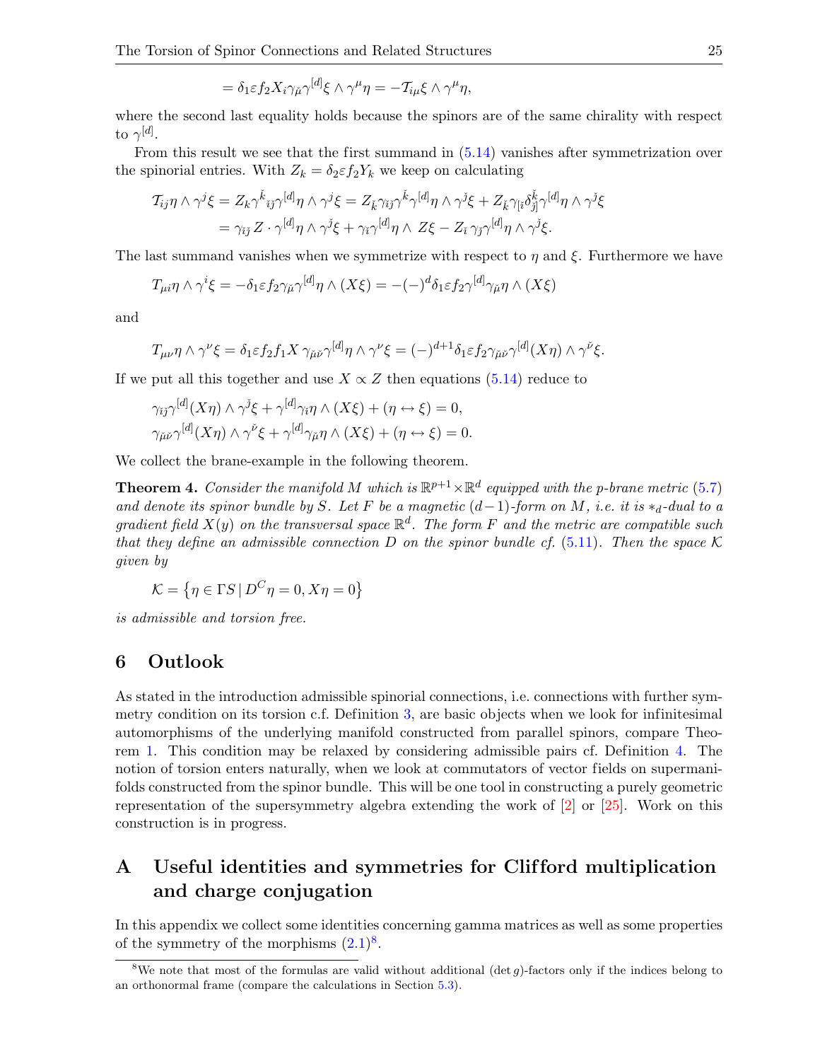$$= \delta_1 \varepsilon f_2 X_i \gamma_{\check{\mu}} \gamma^{[d]} \xi \wedge \gamma^{\mu} \eta = -\mathcal{T}_{i\mu} \xi \wedge \gamma^{\mu} \eta,$$

where the second last equality holds because the spinors are of the same chirality with respect to $\gamma^{[d]}$.

From this result we see that the first summand in (5.14) vanishes after symmetrization over the spinorial entries. With $Z_k = \delta_2 \varepsilon f_2 Y_k$ we keep on calculating

$$\begin{aligned}
\mathcal{T}_{ij} \eta \wedge \gamma^j \xi &= Z_k \gamma^{\check{k}}{}_{\check{i}\check{j}} \gamma^{[d]} \eta \wedge \gamma^j \xi = Z_{\check{k}} \gamma_{\check{i}\check{j}} \gamma^{\check{k}} \gamma^{[d]} \eta \wedge \gamma^{\check{j}} \xi + Z_{\check{k}} \gamma_{[\check{i}} \delta^{\check{k}}_{\check{j}]} \gamma^{[d]} \eta \wedge \gamma^{\check{j}} \xi \\
&= \gamma_{\check{i}\check{j}}\, Z \cdot \gamma^{[d]} \eta \wedge \gamma^{\check{j}} \xi + \gamma_{\check{i}} \gamma^{[d]} \eta \wedge\, Z \xi - Z_{\check{i}}\, \gamma_{\check{j}} \gamma^{[d]} \eta \wedge \gamma^{\check{j}} \xi.
\end{aligned}$$

The last summand vanishes when we symmetrize with respect to $\eta$ and $\xi$. Furthermore we have

$$T_{\mu i} \eta \wedge \gamma^i \xi = -\delta_1 \varepsilon f_2 \gamma_{\check{\mu}} \gamma^{[d]} \eta \wedge (X\xi) = -(-)^d \delta_1 \varepsilon f_2 \gamma^{[d]} \gamma_{\check{\mu}} \eta \wedge (X\xi)$$

and

$$T_{\mu\nu} \eta \wedge \gamma^{\nu} \xi = \delta_1 \varepsilon f_2 f_1 X\, \gamma_{\check{\mu}\check{\nu}} \gamma^{[d]} \eta \wedge \gamma^{\nu} \xi = (-)^{d+1} \delta_1 \varepsilon f_2 \gamma_{\check{\mu}\check{\nu}} \gamma^{[d]} (X\eta) \wedge \gamma^{\check{\nu}} \xi.$$

If we put all this together and use $X \propto Z$ then equations (5.14) reduce to

$$\begin{aligned}
&\gamma_{\check{i}\check{j}} \gamma^{[d]} (X\eta) \wedge \gamma^{\check{j}} \xi + \gamma^{[d]} \gamma_{\check{i}} \eta \wedge (X\xi) + (\eta \leftrightarrow \xi) = 0, \\
&\gamma_{\check{\mu}\check{\nu}} \gamma^{[d]} (X\eta) \wedge \gamma^{\check{\nu}} \xi + \gamma^{[d]} \gamma_{\check{\mu}} \eta \wedge (X\xi) + (\eta \leftrightarrow \xi) = 0.
\end{aligned}$$

We collect the brane-example in the following theorem.

**Theorem 4.** *Consider the manifold $M$ which is $\mathbb{R}^{p+1} \times \mathbb{R}^d$ equipped with the $p$-brane metric (5.7) and denote its spinor bundle by $S$. Let $F$ be a magnetic $(d-1)$-form on $M$, i.e. it is $*_d$-dual to a gradient field $X(y)$ on the transversal space $\mathbb{R}^d$. The form $F$ and the metric are compatible such that they define an admissible connection $D$ on the spinor bundle cf. (5.11). Then the space $\mathcal{K}$ given by*

$$\mathcal{K} = \left\{ \eta \in \Gamma S \,|\, D^C \eta = 0, X\eta = 0 \right\}$$

*is admissible and torsion free.*

# 6 Outlook

As stated in the introduction admissible spinorial connections, i.e. connections with further symmetry condition on its torsion c.f. Definition 3, are basic objects when we look for infinitesimal automorphisms of the underlying manifold constructed from parallel spinors, compare Theorem 1. This condition may be relaxed by considering admissible pairs cf. Definition 4. The notion of torsion enters naturally, when we look at commutators of vector fields on supermanifolds constructed from the spinor bundle. This will be one tool in constructing a purely geometric representation of the supersymmetry algebra extending the work of [2] or [25]. Work on this construction is in progress.

# A Useful identities and symmetries for Clifford multiplication and charge conjugation

In this appendix we collect some identities concerning gamma matrices as well as some properties of the symmetry of the morphisms (2.1)[8].

[8] We note that most of the formulas are valid without additional $(\det g)$-factors only if the indices belong to an orthonormal frame (compare the calculations in Section 5.3).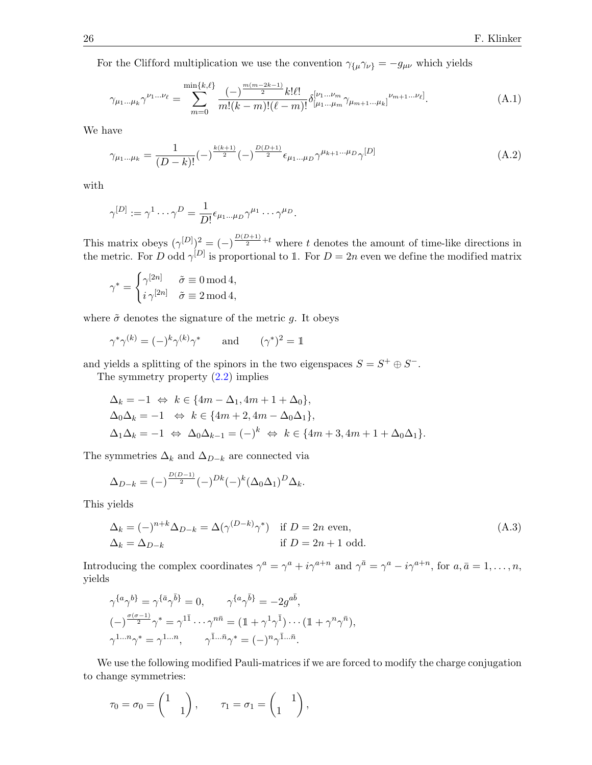For the Clifford multiplication we use the convention $\gamma_{\{\mu}\gamma_{\nu\}} = -g_{\mu\nu}$ which yields

$$\gamma_{\mu_1\ldots\mu_k}\gamma^{\nu_1\ldots\nu_\ell} = \sum_{m=0}^{\min\{k,\ell\}} \frac{(-)^{\frac{m(m-2k-1)}{2}}k!\ell!}{m!(k-m)!(\ell-m)!}\delta^{[\nu_1\ldots\nu_m}_{[\mu_1\ldots\mu_m}\gamma_{\mu_{m+1}\ldots\mu_k]}{}^{\nu_{m+1}\ldots\nu_\ell]}. \tag{A.1}$$

We have

$$\gamma_{\mu_1\ldots\mu_k} = \frac{1}{(D-k)!}(-)^{\frac{k(k+1)}{2}}(-)^{\frac{D(D+1)}{2}}\epsilon_{\mu_1\ldots\mu_D}\gamma^{\mu_{k+1}\ldots\mu_D}\gamma^{[D]} \tag{A.2}$$

with

$$\gamma^{[D]} := \gamma^1\cdots\gamma^D = \frac{1}{D!}\epsilon_{\mu_1\ldots\mu_D}\gamma^{\mu_1}\cdots\gamma^{\mu_D}.$$

This matrix obeys $(\gamma^{[D]})^2 = (-)^{\frac{D(D+1)}{2}+t}$ where $t$ denotes the amount of time-like directions in the metric. For $D$ odd $\gamma^{[D]}$ is proportional to $\mathbb{1}$. For $D = 2n$ even we define the modified matrix

$$\gamma^* = \begin{cases} \gamma^{[2n]} & \tilde{\sigma} \equiv 0 \bmod 4, \\ i\,\gamma^{[2n]} & \tilde{\sigma} \equiv 2 \bmod 4, \end{cases}$$

where $\tilde{\sigma}$ denotes the signature of the metric $g$. It obeys

$$\gamma^*\gamma^{(k)} = (-)^k\gamma^{(k)}\gamma^* \qquad \text{and} \qquad (\gamma^*)^2 = \mathbb{1}$$

and yields a splitting of the spinors in the two eigenspaces $S = S^+ \oplus S^-$.

The symmetry property (2.2) implies

$$\begin{aligned}
&\Delta_k = -1 \;\Leftrightarrow\; k \in \{4m - \Delta_1, 4m + 1 + \Delta_0\}, \\
&\Delta_0\Delta_k = -1 \;\;\Leftrightarrow\; k \in \{4m + 2, 4m - \Delta_0\Delta_1\}, \\
&\Delta_1\Delta_k = -1 \;\Leftrightarrow\; \Delta_0\Delta_{k-1} = (-)^k \;\Leftrightarrow\; k \in \{4m + 3, 4m + 1 + \Delta_0\Delta_1\}.
\end{aligned}$$

The symmetries $\Delta_k$ and $\Delta_{D-k}$ are connected via

$$\Delta_{D-k} = (-)^{\frac{D(D-1)}{2}}(-)^{Dk}(-)^k(\Delta_0\Delta_1)^D\Delta_k.$$

This yields

$$\begin{aligned}
&\Delta_k = (-)^{n+k}\Delta_{D-k} = \Delta(\gamma^{(D-k)}\gamma^*) && \text{if } D = 2n \text{ even}, \\
&\Delta_k = \Delta_{D-k} && \text{if } D = 2n+1 \text{ odd}.
\end{aligned} \tag{A.3}$$

Introducing the complex coordinates $\gamma^a = \gamma^a + i\gamma^{a+n}$ and $\gamma^{\bar{a}} = \gamma^a - i\gamma^{a+n}$, for $a, \bar{a} = 1, \ldots, n$, yields

$$\begin{aligned}
&\gamma^{\{a}\gamma^{b\}} = \gamma^{\{\bar{a}}\gamma^{\bar{b}\}} = 0, \qquad \gamma^{\{a}\gamma^{\bar{b}\}} = -2g^{a\bar{b}}, \\
&(-)^{\frac{\sigma(\sigma-1)}{2}}\gamma^* = \gamma^{1\bar{1}}\cdots\gamma^{n\bar{n}} = (\mathbb{1} + \gamma^1\gamma^{\bar{1}})\cdots(\mathbb{1} + \gamma^n\gamma^{\bar{n}}), \\
&\gamma^{1\ldots n}\gamma^* = \gamma^{1\ldots n}, \qquad \gamma^{\bar{1}\ldots\bar{n}}\gamma^* = (-)^n\gamma^{\bar{1}\ldots\bar{n}}.
\end{aligned}$$

We use the following modified Pauli-matrices if we are forced to modify the charge conjugation to change symmetries:

$$\tau_0 = \sigma_0 = \begin{pmatrix} 1 & \\ & 1 \end{pmatrix}, \qquad \tau_1 = \sigma_1 = \begin{pmatrix} & 1 \\ 1 & \end{pmatrix},$$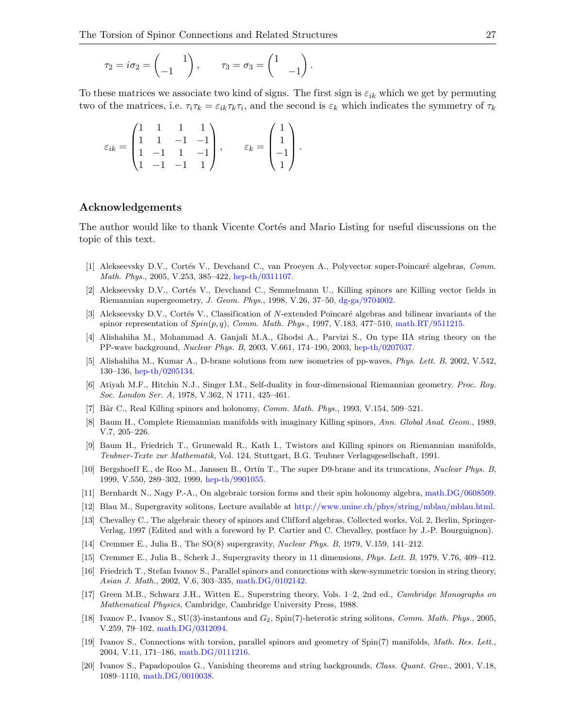$$\tau_2 = i\sigma_2 = \begin{pmatrix} & 1 \\ -1 & \end{pmatrix}, \qquad \tau_3 = \sigma_3 = \begin{pmatrix} 1 & \\ & -1 \end{pmatrix}.$$

To these matrices we associate two kind of signs. The first sign is $\varepsilon_{ik}$ which we get by permuting two of the matrices, i.e. $\tau_i\tau_k = \varepsilon_{ik}\tau_k\tau_i$, and the second is $\varepsilon_k$ which indicates the symmetry of $\tau_k$

$$\varepsilon_{ik} = \begin{pmatrix} 1 & 1 & 1 & 1 \\ 1 & 1 & -1 & -1 \\ 1 & -1 & 1 & -1 \\ 1 & -1 & -1 & 1 \end{pmatrix}, \qquad \varepsilon_k = \begin{pmatrix} 1 \\ 1 \\ -1 \\ 1 \end{pmatrix}.$$

## Acknowledgements

The author would like to thank Vicente Cortés and Mario Listing for useful discussions on the topic of this text.

[1] Alekseevsky D.V., Cortés V., Devchand C., van Proeyen A., Polyvector super-Poincaré algebras, *Comm. Math. Phys.*, 2005, V.253, 385–422, hep-th/0311107.

[2] Alekseevsky D.V., Cortés V., Devchand C., Semmelmann U., Killing spinors are Killing vector fields in Riemannian supergeometry, *J. Geom. Phys.*, 1998, V.26, 37–50, dg-ga/9704002.

[3] Alekseevsky D.V., Cortés V., Classification of $N$-extended Poincaré algebras and bilinear invariants of the spinor representation of $Spin(p,q)$, *Comm. Math. Phys.*, 1997, V.183, 477–510, math.RT/9511215.

[4] Alishahiha M., Mohammad A. Ganjali M.A., Ghodsi A., Parvizi S., On type IIA string theory on the PP-wave background, *Nuclear Phys. B*, 2003, V.661, 174–190, 2003, hep-th/0207037.

[5] Alishahiha M., Kumar A., D-brane solutions from new isometries of pp-waves, *Phys. Lett. B*, 2002, V.542, 130–136, hep-th/0205134.

[6] Atiyah M.F., Hitchin N.J., Singer I.M., Self-duality in four-dimensional Riemannian geometry. *Proc. Roy. Soc. London Ser. A*, 1978, V.362, N 1711, 425–461.

[7] Bär C., Real Killing spinors and holonomy, *Comm. Math. Phys.*, 1993, V.154, 509–521.

[8] Baum H., Complete Riemannian manifolds with imaginary Killing spinors, *Ann. Global Anal. Geom.*, 1989, V.7, 205–226.

[9] Baum H., Friedrich T., Grunewald R., Kath I., Twistors and Killing spinors on Riemannian manifolds, *Teubner-Texte zur Mathematik*, Vol. 124, Stuttgart, B.G. Teubner Verlagsgesellschaft, 1991.

[10] Bergshoeff E., de Roo M., Janssen B., Ortín T., The super D9-brane and its truncations, *Nuclear Phys. B*, 1999, V.550, 289–302, 1999, hep-th/9901055.

[11] Bernhardt N., Nagy P.-A., On algebraic torsion forms and their spin holonomy algebra, math.DG/0608509.

[12] Blau M., Supergravity solitons, Lecture available at http://www.unine.ch/phys/string/mblau/mblau.html.

[13] Chevalley C., The algebraic theory of spinors and Clifford algebras, Collected works, Vol. 2, Berlin, Springer-Verlag, 1997 (Edited and with a foreword by P. Cartier and C. Chevalley, postface by J.-P. Bourguignon).

[14] Cremmer E., Julia B., The SO(8) supergravity, *Nuclear Phys. B*, 1979, V.159, 141–212.

[15] Cremmer E., Julia B., Scherk J., Supergravity theory in 11 dimensions, *Phys. Lett. B*, 1979, V.76, 409–412.

[16] Friedrich T., Stefan Ivanov S., Parallel spinors and connections with skew-symmetric torsion in string theory, *Asian J. Math.*, 2002, V.6, 303–335, math.DG/0102142.

[17] Green M.B., Schwarz J.H., Witten E., Superstring theory, Vols. 1–2, 2nd ed., *Cambridge Monographs on Mathematical Physics*, Cambridge, Cambridge University Press, 1988.

[18] Ivanov P., Ivanov S., SU(3)-instantons and $G_2$, Spin(7)-heterotic string solitons, *Comm. Math. Phys.*, 2005, V.259, 79–102, math.DG/0312094.

[19] Ivanov S., Connections with torsion, parallel spinors and geometry of Spin(7) manifolds, *Math. Res. Lett.*, 2004, V.11, 171–186, math.DG/0111216.

[20] Ivanov S., Papadopoulos G., Vanishing theorems and string backgrounds, *Class. Quant. Grav.*, 2001, V.18, 1089–1110, math.DG/0010038.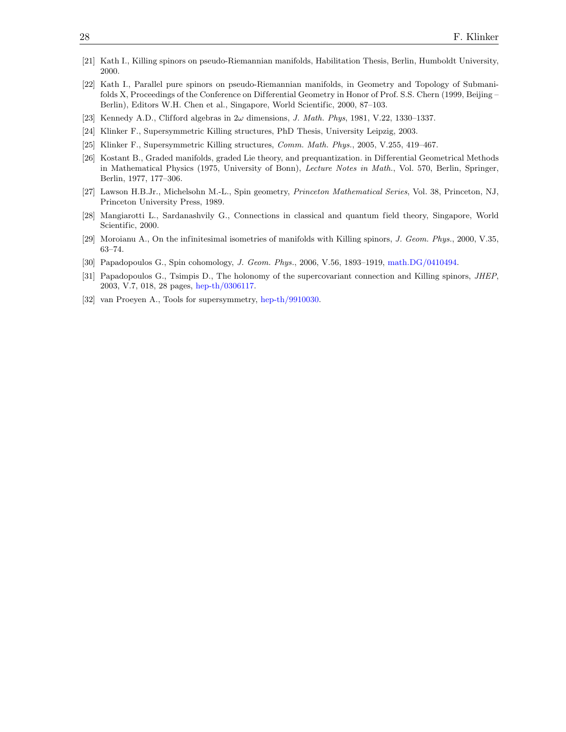[21] Kath I., Killing spinors on pseudo-Riemannian manifolds, Habilitation Thesis, Berlin, Humboldt University, 2000.

[22] Kath I., Parallel pure spinors on pseudo-Riemannian manifolds, in Geometry and Topology of Submanifolds X, Proceedings of the Conference on Differential Geometry in Honor of Prof. S.S. Chern (1999, Beijing – Berlin), Editors W.H. Chen et al., Singapore, World Scientific, 2000, 87–103.

[23] Kennedy A.D., Clifford algebras in $2\omega$ dimensions, *J. Math. Phys*, 1981, V.22, 1330–1337.

[24] Klinker F., Supersymmetric Killing structures, PhD Thesis, University Leipzig, 2003.

[25] Klinker F., Supersymmetric Killing structures, *Comm. Math. Phys.*, 2005, V.255, 419–467.

[26] Kostant B., Graded manifolds, graded Lie theory, and prequantization. in Differential Geometrical Methods in Mathematical Physics (1975, University of Bonn), *Lecture Notes in Math.*, Vol. 570, Berlin, Springer, Berlin, 1977, 177–306.

[27] Lawson H.B.Jr., Michelsohn M.-L., Spin geometry, *Princeton Mathematical Series*, Vol. 38, Princeton, NJ, Princeton University Press, 1989.

[28] Mangiarotti L., Sardanashvily G., Connections in classical and quantum field theory, Singapore, World Scientific, 2000.

[29] Moroianu A., On the infinitesimal isometries of manifolds with Killing spinors, *J. Geom. Phys.*, 2000, V.35, 63–74.

[30] Papadopoulos G., Spin cohomology, *J. Geom. Phys.*, 2006, V.56, 1893–1919, math.DG/0410494.

[31] Papadopoulos G., Tsimpis D., The holonomy of the supercovariant connection and Killing spinors, *JHEP*, 2003, V.7, 018, 28 pages, hep-th/0306117.

[32] van Proeyen A., Tools for supersymmetry, hep-th/9910030.